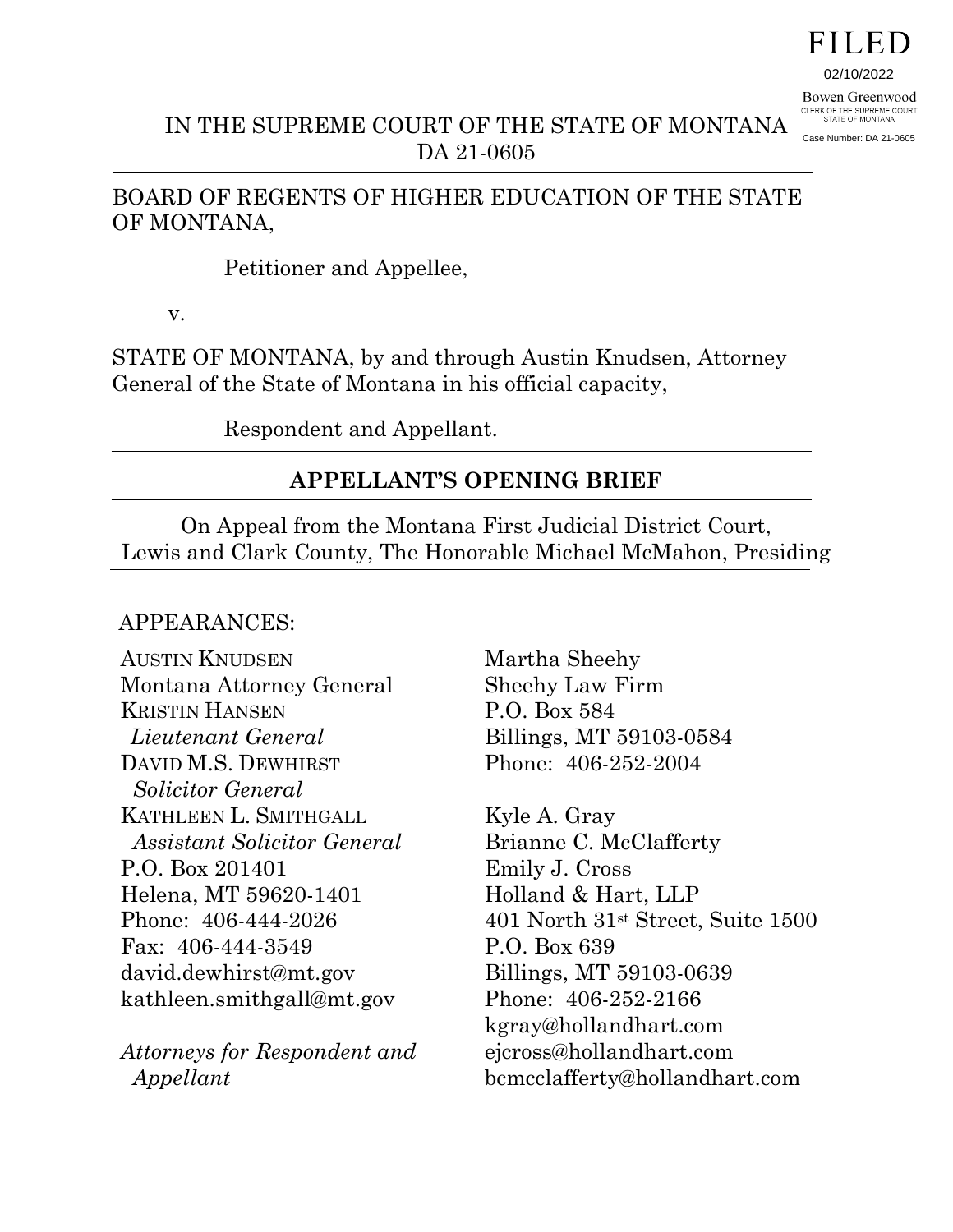FILED

02/10/2022

Bowen Greenwood
CLERK OF THE SUPREME COURT
STATE OF MONTANA

Case Number: DA 21-0605

IN THE SUPREME COURT OF THE STATE OF MONTANA
DA 21-0605

---

BOARD OF REGENTS OF HIGHER EDUCATION OF THE STATE OF MONTANA,

Petitioner and Appellee,

v.

STATE OF MONTANA, by and through Austin Knudsen, Attorney General of the State of Montana in his official capacity,

Respondent and Appellant.

---

**APPELLANT'S OPENING BRIEF**

---

On Appeal from the Montana First Judicial District Court, Lewis and Clark County, The Honorable Michael McMahon, Presiding

---

APPEARANCES:

AUSTIN KNUDSEN
Montana Attorney General
KRISTIN HANSEN
*Lieutenant General*
DAVID M.S. DEWHIRST
*Solicitor General*
KATHLEEN L. SMITHGALL
*Assistant Solicitor General*
P.O. Box 201401
Helena, MT 59620-1401
Phone: 406-444-2026
Fax: 406-444-3549
david.dewhirst@mt.gov
kathleen.smithgall@mt.gov

*Attorneys for Respondent and Appellant*

Martha Sheehy
Sheehy Law Firm
P.O. Box 584
Billings, MT 59103-0584
Phone: 406-252-2004

Kyle A. Gray
Brianne C. McClafferty
Emily J. Cross
Holland & Hart, LLP
401 North 31st Street, Suite 1500
P.O. Box 639
Billings, MT 59103-0639
Phone: 406-252-2166
kgray@hollandhart.com
ejcross@hollandhart.com
bcmcclafferty@hollandhart.com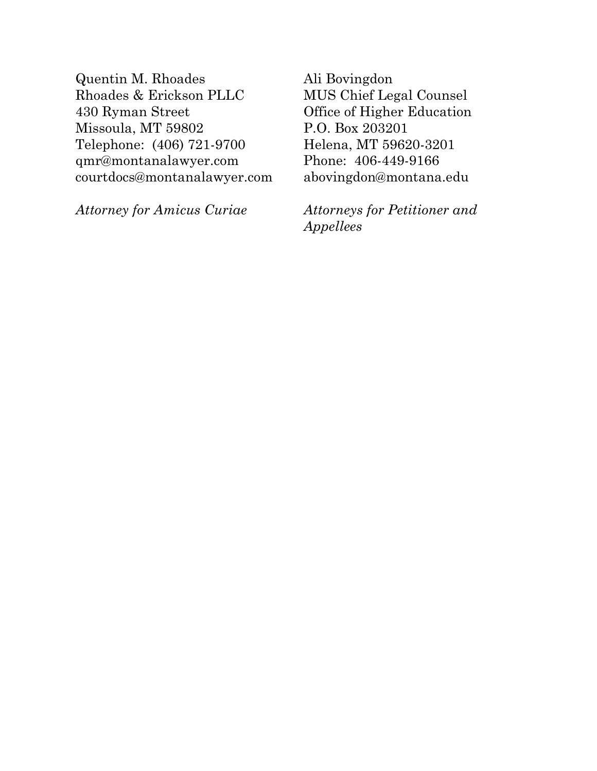Quentin M. Rhoades
Rhoades & Erickson PLLC
430 Ryman Street
Missoula, MT 59802
Telephone: (406) 721-9700
qmr@montanalawyer.com
courtdocs@montanalawyer.com

*Attorney for Amicus Curiae*

Ali Bovingdon
MUS Chief Legal Counsel
Office of Higher Education
P.O. Box 203201
Helena, MT 59620-3201
Phone: 406-449-9166
abovingdon@montana.edu

*Attorneys for Petitioner and Appellees*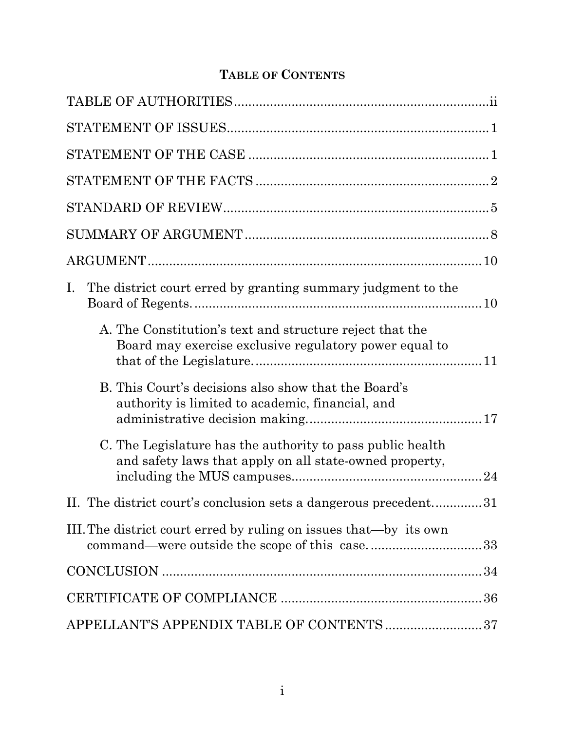## TABLE OF CONTENTS

TABLE OF AUTHORITIES .................................................................... ii

STATEMENT OF ISSUES ...................................................................... 1

STATEMENT OF THE CASE ................................................................ 1

STATEMENT OF THE FACTS .............................................................. 2

STANDARD OF REVIEW ....................................................................... 5

SUMMARY OF ARGUMENT .................................................................. 8

ARGUMENT ........................................................................................... 10

I. The district court erred by granting summary judgment to the Board of Regents. .............................................................................. 10

   A. The Constitution's text and structure reject that the Board may exercise exclusive regulatory power equal to that of the Legislature. ............................................................. 11

   B. This Court's decisions also show that the Board's authority is limited to academic, financial, and administrative decision making. ............................................... 17

   C. The Legislature has the authority to pass public health and safety laws that apply on all state-owned property, including the MUS campuses. ................................................... 24

II. The district court's conclusion sets a dangerous precedent. ............ 31

III. The district court erred by ruling on issues that—by its own command—were outside the scope of this case. .............................. 33

CONCLUSION ........................................................................................ 34

CERTIFICATE OF COMPLIANCE ....................................................... 36

APPELLANT'S APPENDIX TABLE OF CONTENTS .......................... 37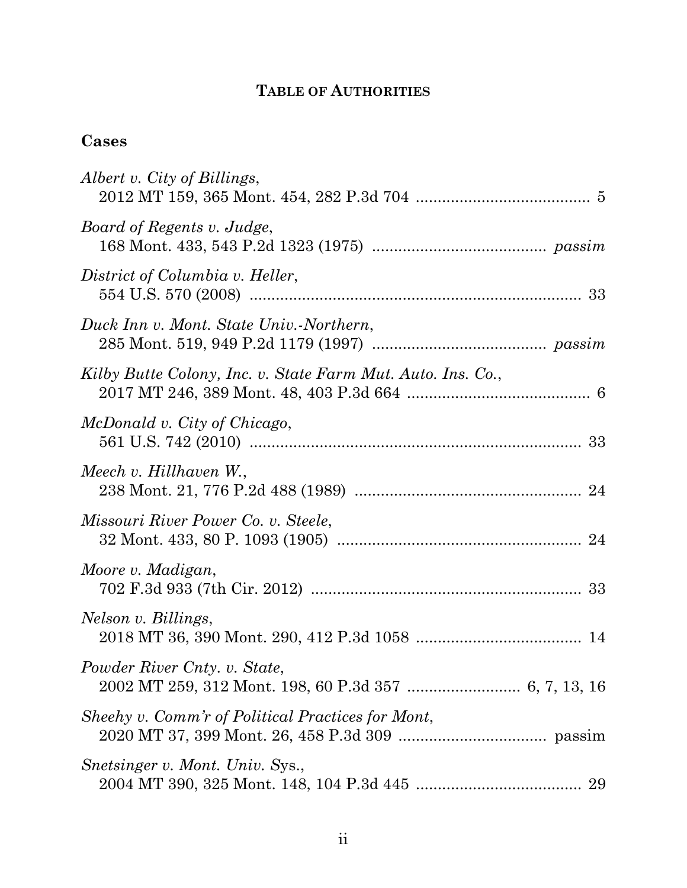## TABLE OF AUTHORITIES

### Cases

*Albert v. City of Billings*,
2012 MT 159, 365 Mont. 454, 282 P.3d 704 ........................................ 5

*Board of Regents v. Judge*,
168 Mont. 433, 543 P.2d 1323 (1975) ........................................ *passim*

*District of Columbia v. Heller*,
554 U.S. 570 (2008) ............................................................................ 33

*Duck Inn v. Mont. State Univ.-Northern*,
285 Mont. 519, 949 P.2d 1179 (1997) ........................................ *passim*

*Kilby Butte Colony, Inc. v. State Farm Mut. Auto. Ins. Co.*,
2017 MT 246, 389 Mont. 48, 403 P.3d 664 .......................................... 6

*McDonald v. City of Chicago*,
561 U.S. 742 (2010) ............................................................................ 33

*Meech v. Hillhaven W.*,
238 Mont. 21, 776 P.2d 488 (1989) .................................................... 24

*Missouri River Power Co. v. Steele*,
32 Mont. 433, 80 P. 1093 (1905) ........................................................ 24

*Moore v. Madigan*,
702 F.3d 933 (7th Cir. 2012) .............................................................. 33

*Nelson v. Billings*,
2018 MT 36, 390 Mont. 290, 412 P.3d 1058 ...................................... 14

*Powder River Cnty. v. State*,
2002 MT 259, 312 Mont. 198, 60 P.3d 357 .......................... 6, 7, 13, 16

*Sheehy v. Comm'r of Political Practices for Mont*,
2020 MT 37, 399 Mont. 26, 458 P.3d 309 .................................. passim

*Snetsinger v. Mont. Univ. S*ys.,
2004 MT 390, 325 Mont. 148, 104 P.3d 445 ...................................... 29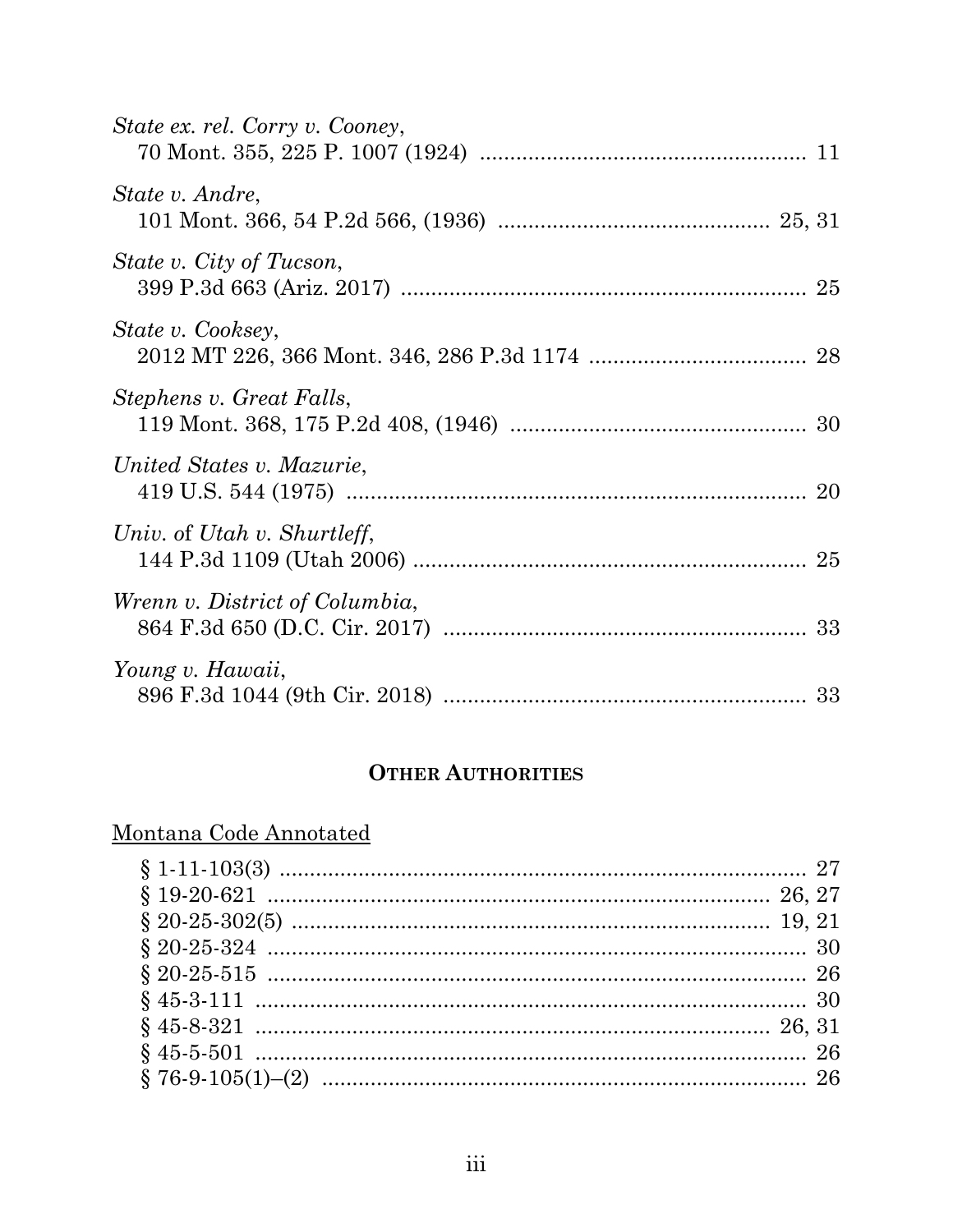*State ex. rel. Corry v. Cooney*,
70 Mont. 355, 225 P. 1007 (1924) ...................................................... 11

*State v. Andre*,
101 Mont. 366, 54 P.2d 566, (1936) ............................................ 25, 31

*State v. City of Tucson*,
399 P.3d 663 (Ariz. 2017) .................................................................. 25

*State v. Cooksey*,
2012 MT 226, 366 Mont. 346, 286 P.3d 1174 ................................... 28

*Stephens v. Great Falls*,
119 Mont. 368, 175 P.2d 408, (1946) ................................................ 30

*United States v. Mazurie*,
419 U.S. 544 (1975) ........................................................................... 20

*Univ. of Utah v. Shurtleff*,
144 P.3d 1109 (Utah 2006) ................................................................ 25

*Wrenn v. District of Columbia*,
864 F.3d 650 (D.C. Cir. 2017) ........................................................... 33

*Young v. Hawaii*,
896 F.3d 1044 (9th Cir. 2018) ........................................................... 33

## OTHER AUTHORITIES

Montana Code Annotated

§ 1-11-103(3) ........................................................................................ 27
§ 19-20-621 ...................................................................................... 26, 27
§ 20-25-302(5) .................................................................................. 19, 21
§ 20-25-324 .......................................................................................... 30
§ 20-25-515 .......................................................................................... 26
§ 45-3-111 ............................................................................................ 30
§ 45-8-321 ........................................................................................ 26, 31
§ 45-5-501 ............................................................................................ 26
§ 76-9-105(1)–(2) ................................................................................. 26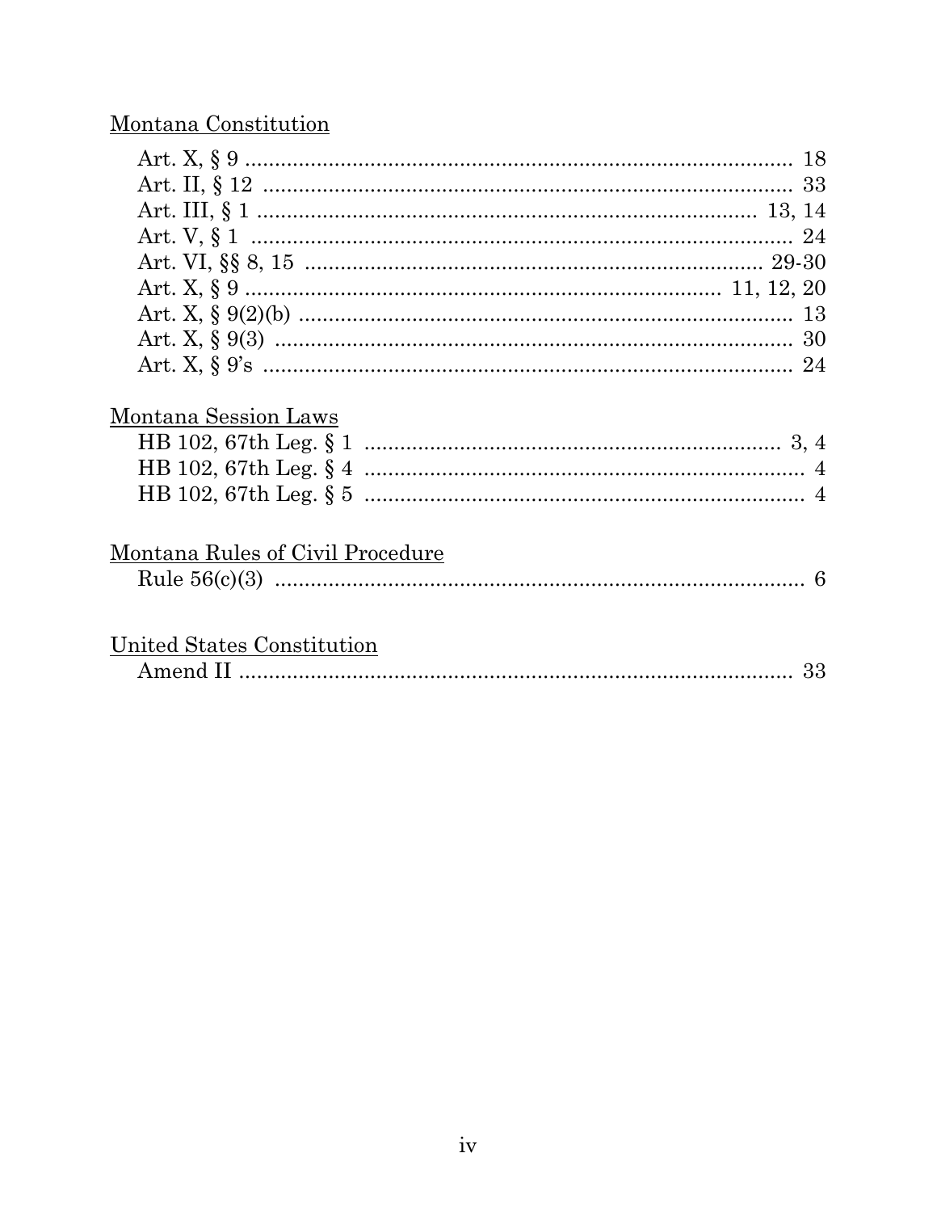Montana Constitution

Art. X, § 9 .......................................................................................... 18
Art. II, § 12 ......................................................................................... 33
Art. III, § 1 ................................................................................... 13, 14
Art. V, § 1 ........................................................................................... 24
Art. VI, §§ 8, 15 .............................................................................. 29-30
Art. X, § 9 ............................................................................... 11, 12, 20
Art. X, § 9(2)(b) .................................................................................. 13
Art. X, § 9(3) ...................................................................................... 30
Art. X, § 9's ........................................................................................ 24

Montana Session Laws

HB 102, 67th Leg. § 1 ..................................................................... 3, 4
HB 102, 67th Leg. § 4 .......................................................................... 4
HB 102, 67th Leg. § 5 .......................................................................... 4

Montana Rules of Civil Procedure

Rule 56(c)(3) ......................................................................................... 6

United States Constitution

Amend II ............................................................................................. 33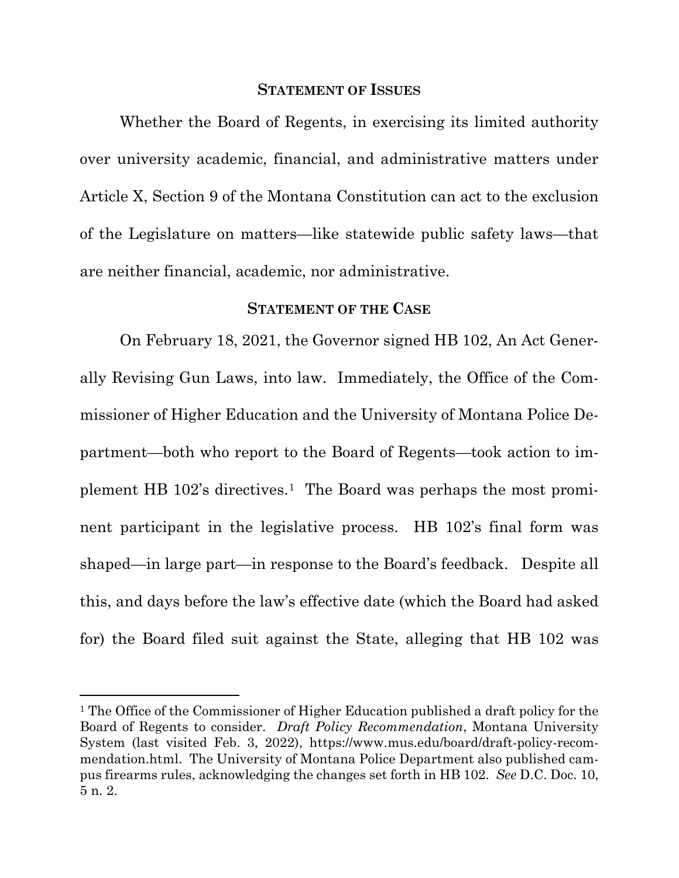## STATEMENT OF ISSUES

Whether the Board of Regents, in exercising its limited authority over university academic, financial, and administrative matters under Article X, Section 9 of the Montana Constitution can act to the exclusion of the Legislature on matters—like statewide public safety laws—that are neither financial, academic, nor administrative.

## STATEMENT OF THE CASE

On February 18, 2021, the Governor signed HB 102, An Act Generally Revising Gun Laws, into law. Immediately, the Office of the Commissioner of Higher Education and the University of Montana Police Department—both who report to the Board of Regents—took action to implement HB 102's directives.[1] The Board was perhaps the most prominent participant in the legislative process. HB 102's final form was shaped—in large part—in response to the Board's feedback. Despite all this, and days before the law's effective date (which the Board had asked for) the Board filed suit against the State, alleging that HB 102 was

[1] The Office of the Commissioner of Higher Education published a draft policy for the Board of Regents to consider. *Draft Policy Recommendation*, Montana University System (last visited Feb. 3, 2022), https://www.mus.edu/board/draft-policy-recommendation.html. The University of Montana Police Department also published campus firearms rules, acknowledging the changes set forth in HB 102. *See* D.C. Doc. 10, 5 n. 2.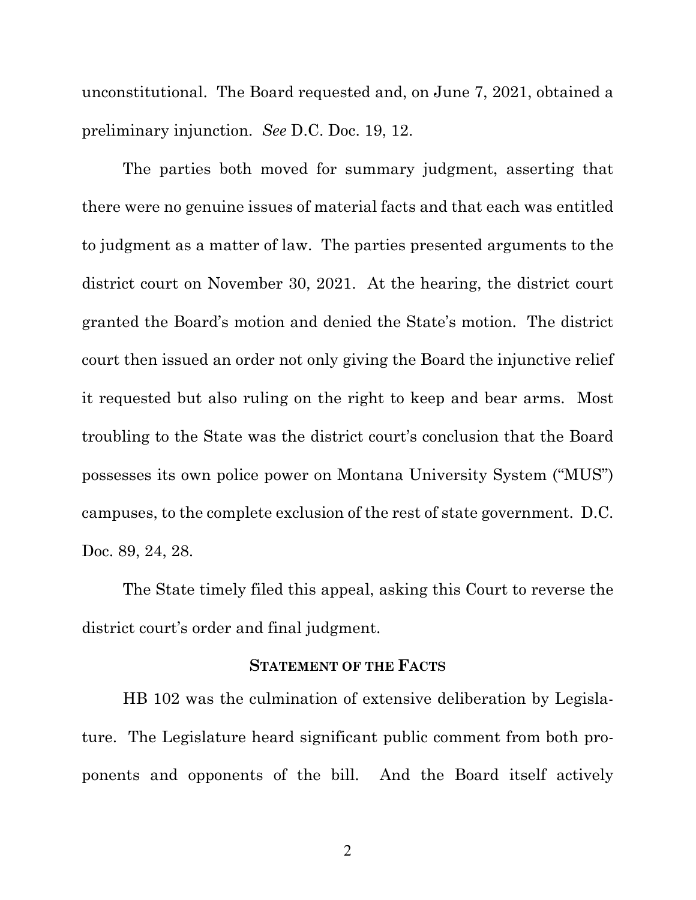unconstitutional. The Board requested and, on June 7, 2021, obtained a preliminary injunction. *See* D.C. Doc. 19, 12.

The parties both moved for summary judgment, asserting that there were no genuine issues of material facts and that each was entitled to judgment as a matter of law. The parties presented arguments to the district court on November 30, 2021. At the hearing, the district court granted the Board's motion and denied the State's motion. The district court then issued an order not only giving the Board the injunctive relief it requested but also ruling on the right to keep and bear arms. Most troubling to the State was the district court's conclusion that the Board possesses its own police power on Montana University System ("MUS") campuses, to the complete exclusion of the rest of state government. D.C. Doc. 89, 24, 28.

The State timely filed this appeal, asking this Court to reverse the district court's order and final judgment.

## STATEMENT OF THE FACTS

HB 102 was the culmination of extensive deliberation by Legislature. The Legislature heard significant public comment from both proponents and opponents of the bill. And the Board itself actively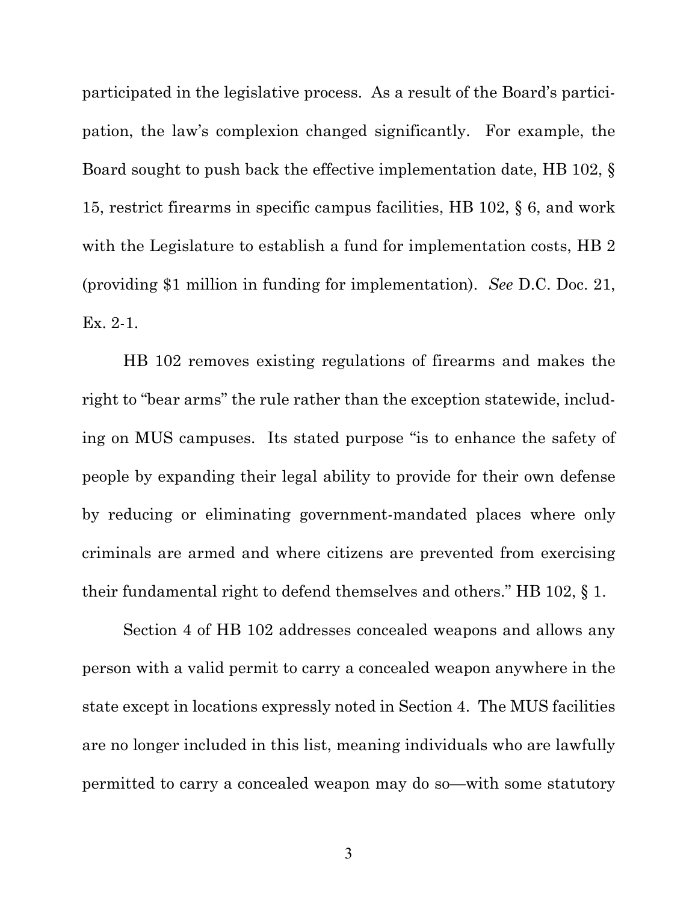participated in the legislative process. As a result of the Board's participation, the law's complexion changed significantly. For example, the Board sought to push back the effective implementation date, HB 102, § 15, restrict firearms in specific campus facilities, HB 102, § 6, and work with the Legislature to establish a fund for implementation costs, HB 2 (providing $1 million in funding for implementation). *See* D.C. Doc. 21, Ex. 2-1.

HB 102 removes existing regulations of firearms and makes the right to "bear arms" the rule rather than the exception statewide, including on MUS campuses. Its stated purpose "is to enhance the safety of people by expanding their legal ability to provide for their own defense by reducing or eliminating government-mandated places where only criminals are armed and where citizens are prevented from exercising their fundamental right to defend themselves and others." HB 102, § 1.

Section 4 of HB 102 addresses concealed weapons and allows any person with a valid permit to carry a concealed weapon anywhere in the state except in locations expressly noted in Section 4. The MUS facilities are no longer included in this list, meaning individuals who are lawfully permitted to carry a concealed weapon may do so—with some statutory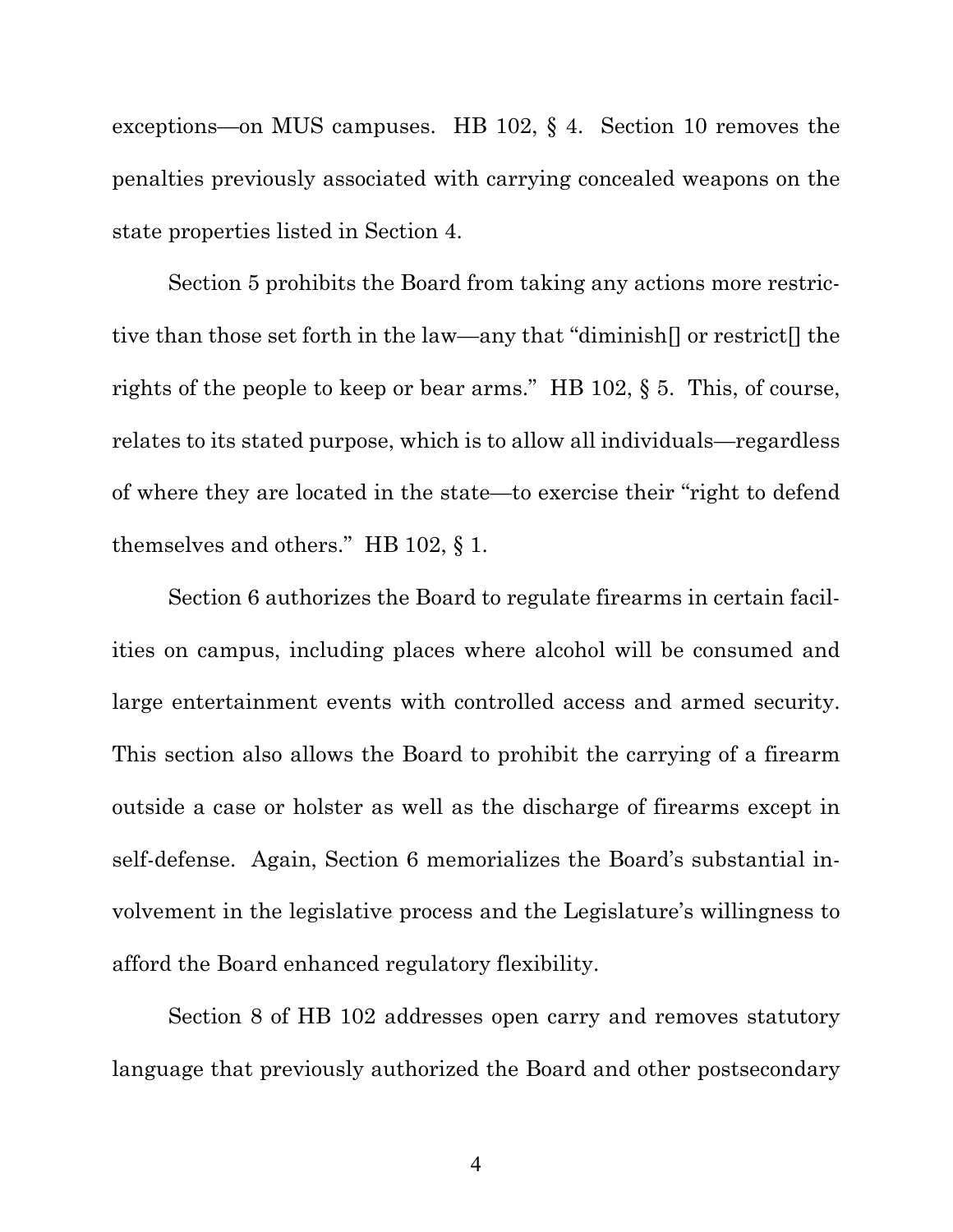exceptions—on MUS campuses. HB 102, § 4. Section 10 removes the penalties previously associated with carrying concealed weapons on the state properties listed in Section 4.

Section 5 prohibits the Board from taking any actions more restrictive than those set forth in the law—any that "diminish[] or restrict[] the rights of the people to keep or bear arms." HB 102, § 5. This, of course, relates to its stated purpose, which is to allow all individuals—regardless of where they are located in the state—to exercise their "right to defend themselves and others." HB 102, § 1.

Section 6 authorizes the Board to regulate firearms in certain facilities on campus, including places where alcohol will be consumed and large entertainment events with controlled access and armed security. This section also allows the Board to prohibit the carrying of a firearm outside a case or holster as well as the discharge of firearms except in self-defense. Again, Section 6 memorializes the Board's substantial involvement in the legislative process and the Legislature's willingness to afford the Board enhanced regulatory flexibility.

Section 8 of HB 102 addresses open carry and removes statutory language that previously authorized the Board and other postsecondary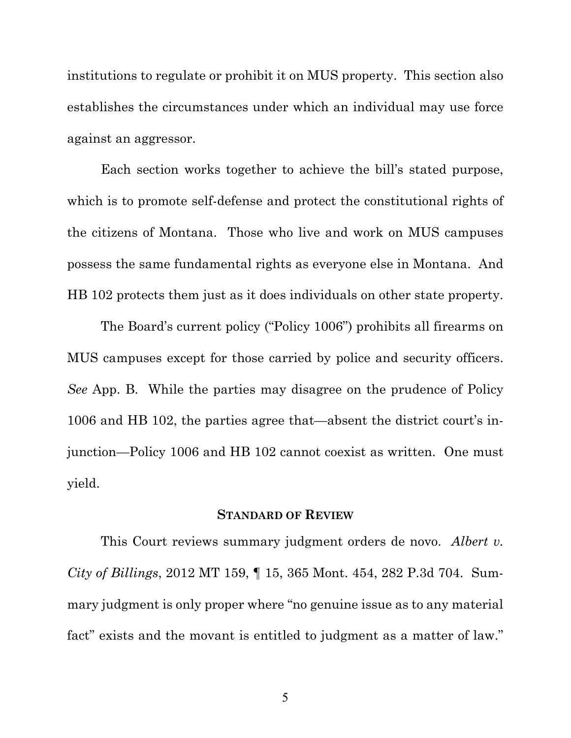institutions to regulate or prohibit it on MUS property. This section also establishes the circumstances under which an individual may use force against an aggressor.

Each section works together to achieve the bill's stated purpose, which is to promote self-defense and protect the constitutional rights of the citizens of Montana. Those who live and work on MUS campuses possess the same fundamental rights as everyone else in Montana. And HB 102 protects them just as it does individuals on other state property.

The Board's current policy ("Policy 1006") prohibits all firearms on MUS campuses except for those carried by police and security officers. *See* App. B. While the parties may disagree on the prudence of Policy 1006 and HB 102, the parties agree that—absent the district court's injunction—Policy 1006 and HB 102 cannot coexist as written. One must yield.

## STANDARD OF REVIEW

This Court reviews summary judgment orders de novo. *Albert v. City of Billings*, 2012 MT 159, ¶ 15, 365 Mont. 454, 282 P.3d 704. Summary judgment is only proper where "no genuine issue as to any material fact" exists and the movant is entitled to judgment as a matter of law."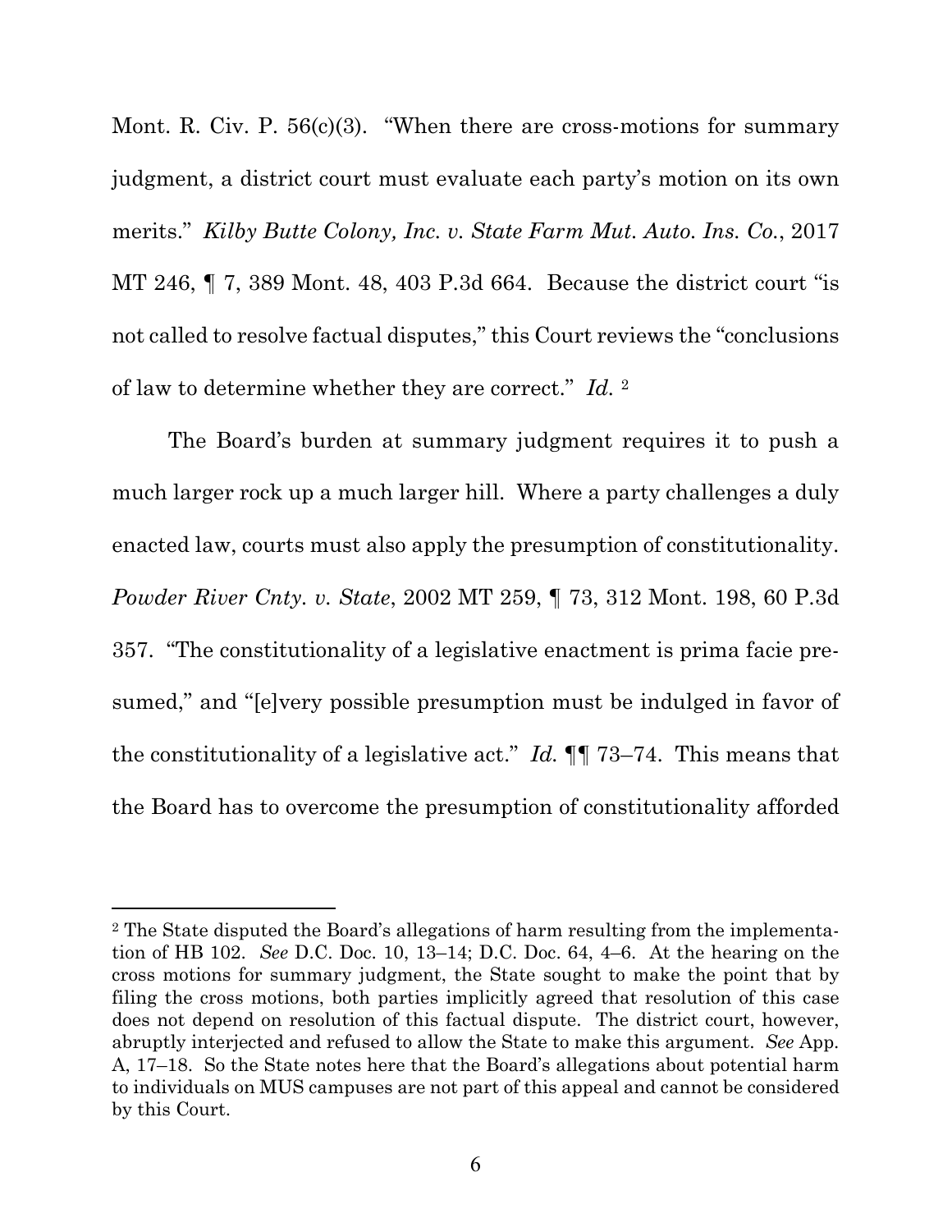Mont. R. Civ. P. 56(c)(3). "When there are cross-motions for summary judgment, a district court must evaluate each party's motion on its own merits." *Kilby Butte Colony, Inc. v. State Farm Mut. Auto. Ins. Co.*, 2017 MT 246, ¶ 7, 389 Mont. 48, 403 P.3d 664. Because the district court "is not called to resolve factual disputes," this Court reviews the "conclusions of law to determine whether they are correct." *Id.* [2]

The Board's burden at summary judgment requires it to push a much larger rock up a much larger hill. Where a party challenges a duly enacted law, courts must also apply the presumption of constitutionality. *Powder River Cnty. v. State*, 2002 MT 259, ¶ 73, 312 Mont. 198, 60 P.3d 357. "The constitutionality of a legislative enactment is prima facie presumed," and "[e]very possible presumption must be indulged in favor of the constitutionality of a legislative act." *Id.* ¶¶ 73–74. This means that the Board has to overcome the presumption of constitutionality afforded

---

[2] The State disputed the Board's allegations of harm resulting from the implementation of HB 102. *See* D.C. Doc. 10, 13–14; D.C. Doc. 64, 4–6. At the hearing on the cross motions for summary judgment, the State sought to make the point that by filing the cross motions, both parties implicitly agreed that resolution of this case does not depend on resolution of this factual dispute. The district court, however, abruptly interjected and refused to allow the State to make this argument. *See* App. A, 17–18. So the State notes here that the Board's allegations about potential harm to individuals on MUS campuses are not part of this appeal and cannot be considered by this Court.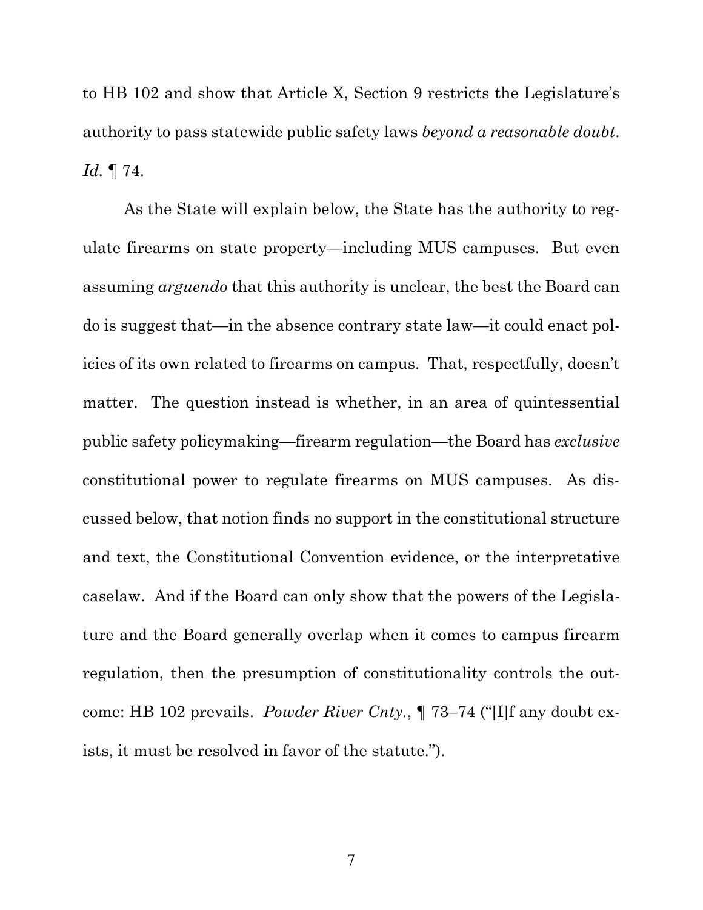to HB 102 and show that Article X, Section 9 restricts the Legislature's authority to pass statewide public safety laws *beyond a reasonable doubt*. *Id.* ¶ 74.

As the State will explain below, the State has the authority to regulate firearms on state property—including MUS campuses. But even assuming *arguendo* that this authority is unclear, the best the Board can do is suggest that—in the absence contrary state law—it could enact policies of its own related to firearms on campus. That, respectfully, doesn't matter. The question instead is whether, in an area of quintessential public safety policymaking—firearm regulation—the Board has *exclusive* constitutional power to regulate firearms on MUS campuses. As discussed below, that notion finds no support in the constitutional structure and text, the Constitutional Convention evidence, or the interpretative caselaw. And if the Board can only show that the powers of the Legislature and the Board generally overlap when it comes to campus firearm regulation, then the presumption of constitutionality controls the outcome: HB 102 prevails. *Powder River Cnty.*, ¶ 73–74 ("[I]f any doubt exists, it must be resolved in favor of the statute.").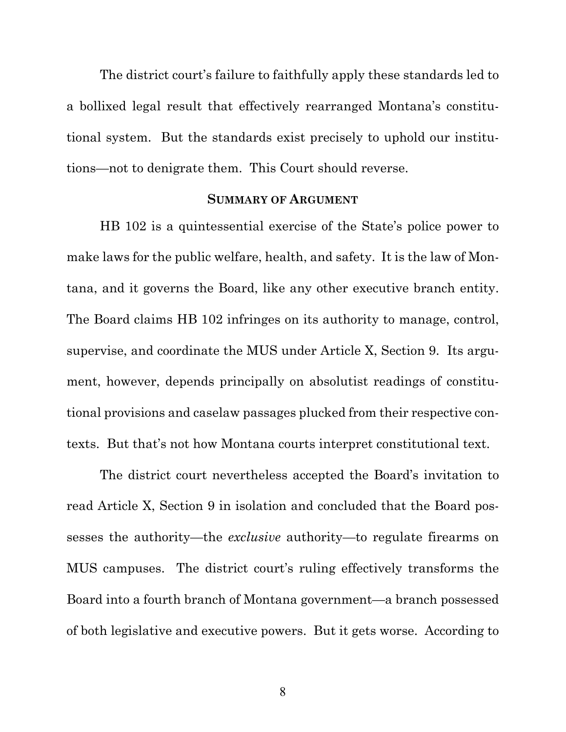The district court's failure to faithfully apply these standards led to a bollixed legal result that effectively rearranged Montana's constitutional system. But the standards exist precisely to uphold our institutions—not to denigrate them. This Court should reverse.

## SUMMARY OF ARGUMENT

HB 102 is a quintessential exercise of the State's police power to make laws for the public welfare, health, and safety. It is the law of Montana, and it governs the Board, like any other executive branch entity. The Board claims HB 102 infringes on its authority to manage, control, supervise, and coordinate the MUS under Article X, Section 9. Its argument, however, depends principally on absolutist readings of constitutional provisions and caselaw passages plucked from their respective contexts. But that's not how Montana courts interpret constitutional text.

The district court nevertheless accepted the Board's invitation to read Article X, Section 9 in isolation and concluded that the Board possesses the authority—the *exclusive* authority—to regulate firearms on MUS campuses. The district court's ruling effectively transforms the Board into a fourth branch of Montana government—a branch possessed of both legislative and executive powers. But it gets worse. According to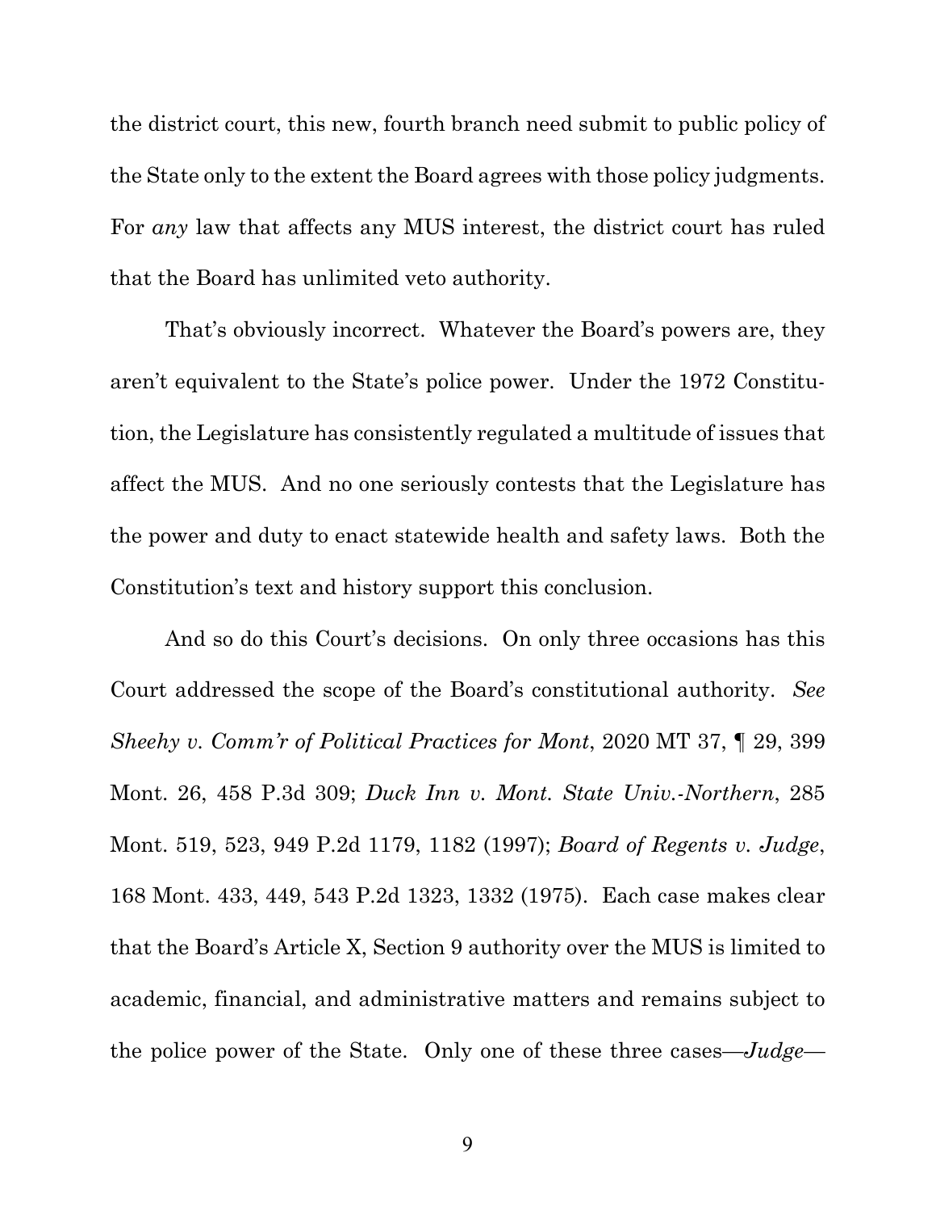the district court, this new, fourth branch need submit to public policy of the State only to the extent the Board agrees with those policy judgments. For *any* law that affects any MUS interest, the district court has ruled that the Board has unlimited veto authority.

That's obviously incorrect. Whatever the Board's powers are, they aren't equivalent to the State's police power. Under the 1972 Constitution, the Legislature has consistently regulated a multitude of issues that affect the MUS. And no one seriously contests that the Legislature has the power and duty to enact statewide health and safety laws. Both the Constitution's text and history support this conclusion.

And so do this Court's decisions. On only three occasions has this Court addressed the scope of the Board's constitutional authority. *See Sheehy v. Comm'r of Political Practices for Mont*, 2020 MT 37, ¶ 29, 399 Mont. 26, 458 P.3d 309; *Duck Inn v. Mont. State Univ.-Northern*, 285 Mont. 519, 523, 949 P.2d 1179, 1182 (1997); *Board of Regents v. Judge*, 168 Mont. 433, 449, 543 P.2d 1323, 1332 (1975). Each case makes clear that the Board's Article X, Section 9 authority over the MUS is limited to academic, financial, and administrative matters and remains subject to the police power of the State. Only one of these three cases—*Judge*—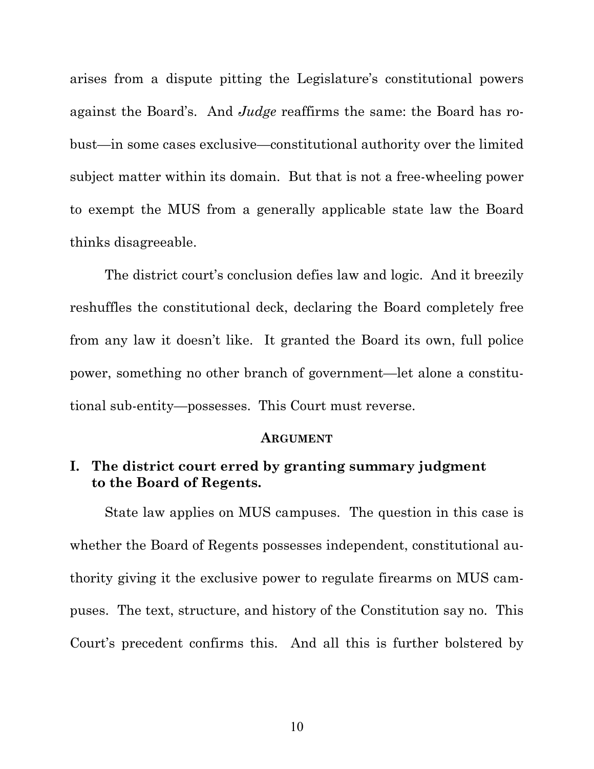arises from a dispute pitting the Legislature's constitutional powers against the Board's. And *Judge* reaffirms the same: the Board has robust—in some cases exclusive—constitutional authority over the limited subject matter within its domain. But that is not a free-wheeling power to exempt the MUS from a generally applicable state law the Board thinks disagreeable.

The district court's conclusion defies law and logic. And it breezily reshuffles the constitutional deck, declaring the Board completely free from any law it doesn't like. It granted the Board its own, full police power, something no other branch of government—let alone a constitutional sub-entity—possesses. This Court must reverse.

## ARGUMENT

### I. The district court erred by granting summary judgment to the Board of Regents.

State law applies on MUS campuses. The question in this case is whether the Board of Regents possesses independent, constitutional authority giving it the exclusive power to regulate firearms on MUS campuses. The text, structure, and history of the Constitution say no. This Court's precedent confirms this. And all this is further bolstered by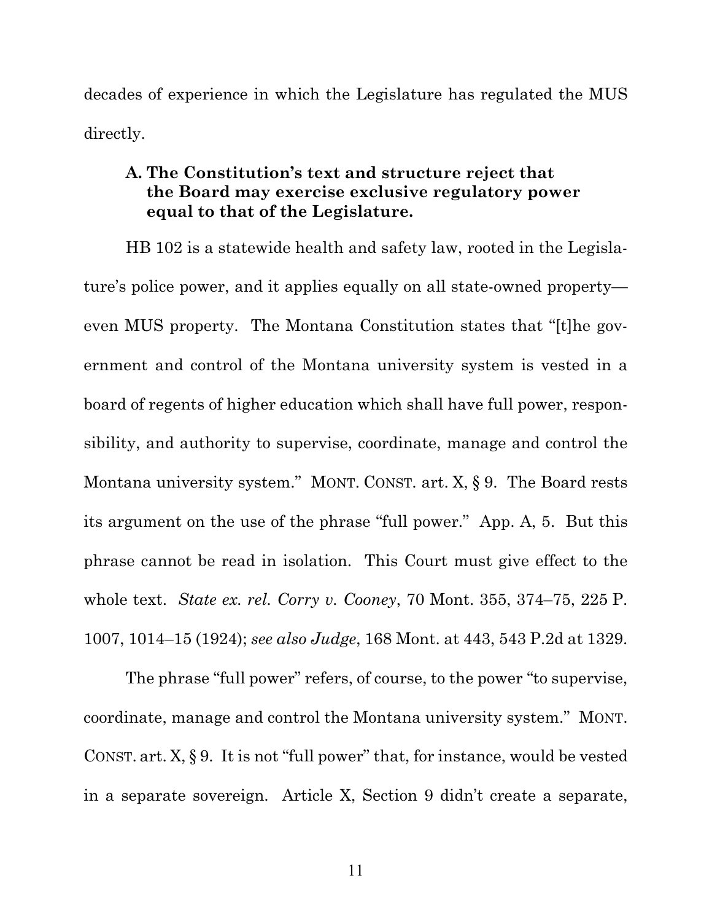decades of experience in which the Legislature has regulated the MUS directly.

### A. The Constitution's text and structure reject that the Board may exercise exclusive regulatory power equal to that of the Legislature.

HB 102 is a statewide health and safety law, rooted in the Legislature's police power, and it applies equally on all state-owned property—even MUS property. The Montana Constitution states that "[t]he government and control of the Montana university system is vested in a board of regents of higher education which shall have full power, responsibility, and authority to supervise, coordinate, manage and control the Montana university system." MONT. CONST. art. X, § 9. The Board rests its argument on the use of the phrase "full power." App. A, 5. But this phrase cannot be read in isolation. This Court must give effect to the whole text. *State ex. rel. Corry v. Cooney*, 70 Mont. 355, 374–75, 225 P. 1007, 1014–15 (1924); *see also Judge*, 168 Mont. at 443, 543 P.2d at 1329.

The phrase "full power" refers, of course, to the power "to supervise, coordinate, manage and control the Montana university system." MONT. CONST. art. X, § 9. It is not "full power" that, for instance, would be vested in a separate sovereign. Article X, Section 9 didn't create a separate,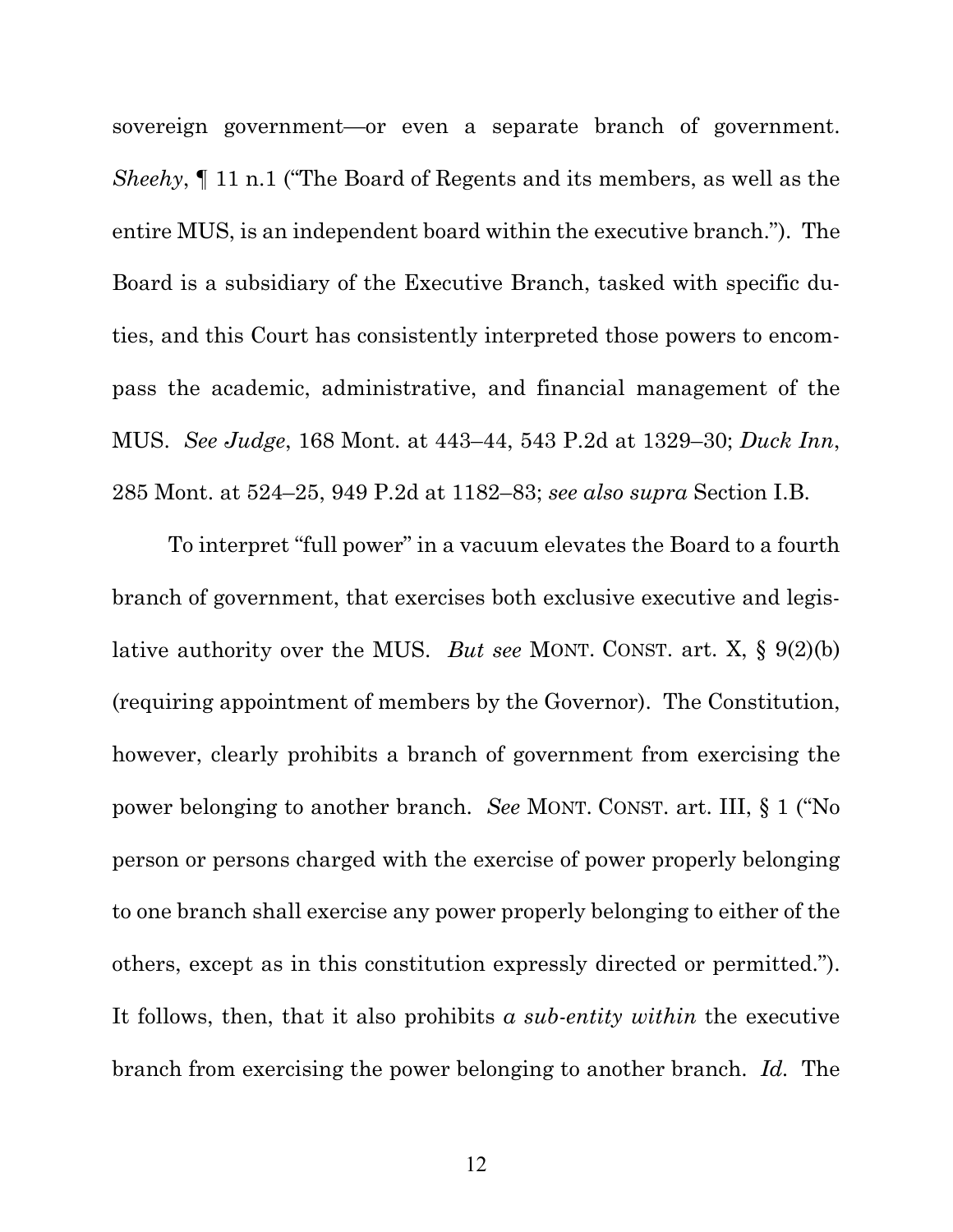sovereign government—or even a separate branch of government. *Sheehy*, ¶ 11 n.1 ("The Board of Regents and its members, as well as the entire MUS, is an independent board within the executive branch."). The Board is a subsidiary of the Executive Branch, tasked with specific duties, and this Court has consistently interpreted those powers to encompass the academic, administrative, and financial management of the MUS. *See Judge*, 168 Mont. at 443–44, 543 P.2d at 1329–30; *Duck Inn*, 285 Mont. at 524–25, 949 P.2d at 1182–83; *see also supra* Section I.B.

To interpret "full power" in a vacuum elevates the Board to a fourth branch of government, that exercises both exclusive executive and legislative authority over the MUS. *But see* MONT. CONST. art. X, § 9(2)(b) (requiring appointment of members by the Governor). The Constitution, however, clearly prohibits a branch of government from exercising the power belonging to another branch. *See* MONT. CONST. art. III, § 1 ("No person or persons charged with the exercise of power properly belonging to one branch shall exercise any power properly belonging to either of the others, except as in this constitution expressly directed or permitted."). It follows, then, that it also prohibits *a sub-entity within* the executive branch from exercising the power belonging to another branch. *Id.* The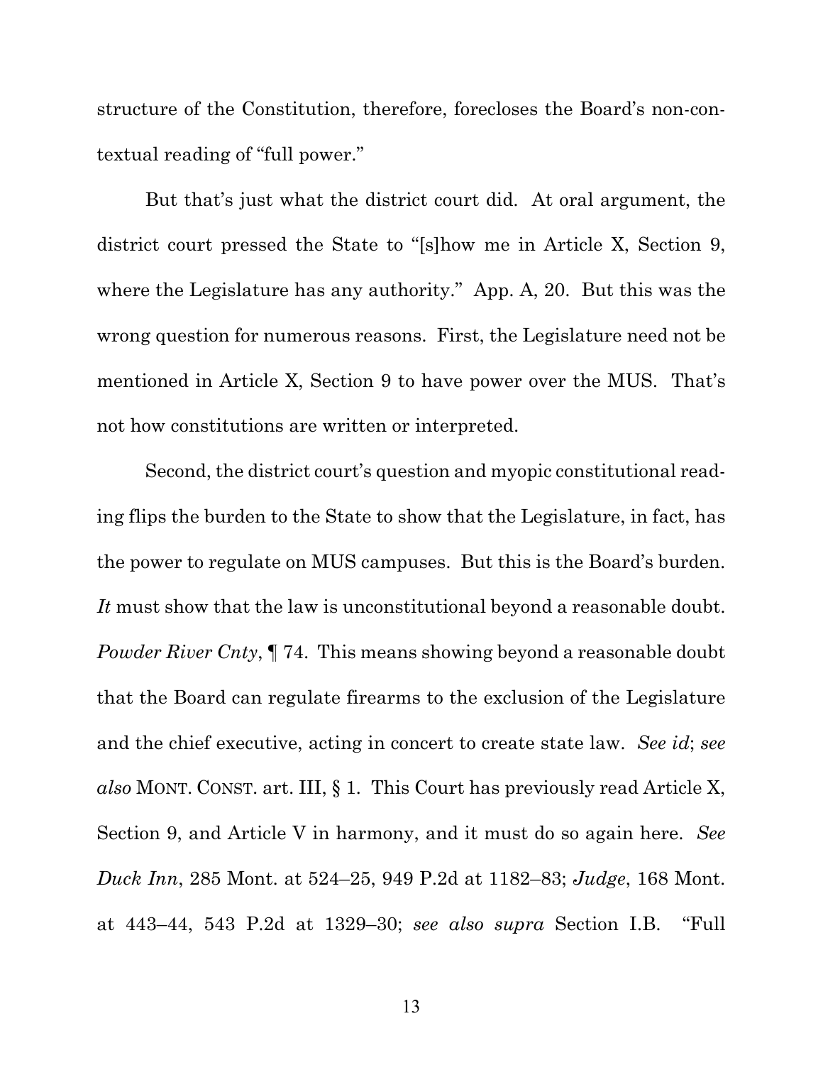structure of the Constitution, therefore, forecloses the Board's non-contextual reading of "full power."

But that's just what the district court did. At oral argument, the district court pressed the State to "[s]how me in Article X, Section 9, where the Legislature has any authority." App. A, 20. But this was the wrong question for numerous reasons. First, the Legislature need not be mentioned in Article X, Section 9 to have power over the MUS. That's not how constitutions are written or interpreted.

Second, the district court's question and myopic constitutional reading flips the burden to the State to show that the Legislature, in fact, has the power to regulate on MUS campuses. But this is the Board's burden. *It* must show that the law is unconstitutional beyond a reasonable doubt. *Powder River Cnty*, ¶ 74. This means showing beyond a reasonable doubt that the Board can regulate firearms to the exclusion of the Legislature and the chief executive, acting in concert to create state law. *See id*; *see also* MONT. CONST. art. III, § 1. This Court has previously read Article X, Section 9, and Article V in harmony, and it must do so again here. *See Duck Inn*, 285 Mont. at 524–25, 949 P.2d at 1182–83; *Judge*, 168 Mont. at 443–44, 543 P.2d at 1329–30; *see also supra* Section I.B. "Full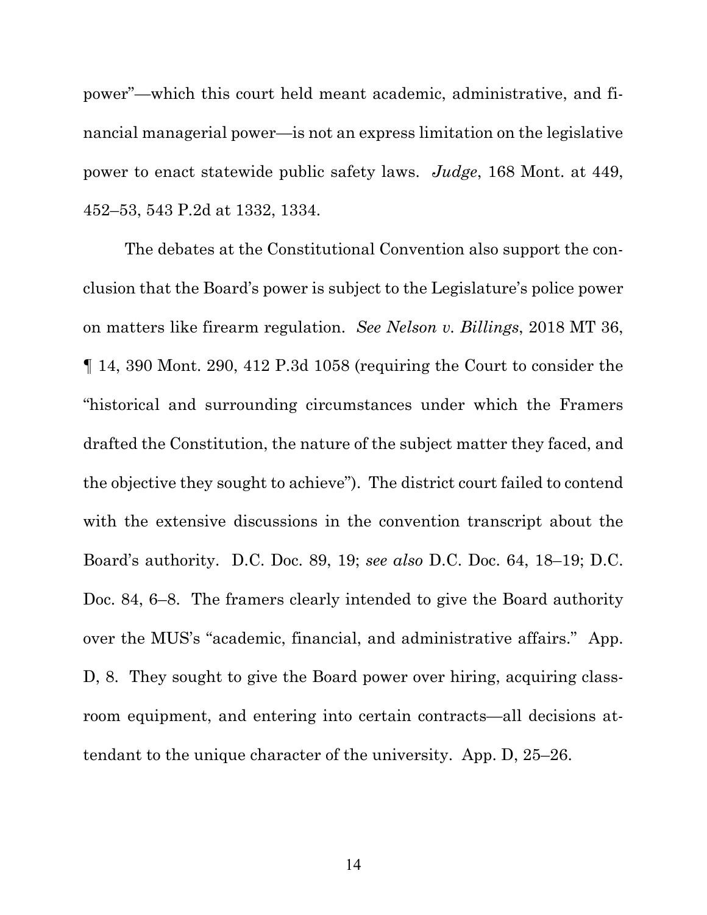power"—which this court held meant academic, administrative, and financial managerial power—is not an express limitation on the legislative power to enact statewide public safety laws. *Judge*, 168 Mont. at 449, 452–53, 543 P.2d at 1332, 1334.

The debates at the Constitutional Convention also support the conclusion that the Board's power is subject to the Legislature's police power on matters like firearm regulation. *See Nelson v. Billings*, 2018 MT 36, ¶ 14, 390 Mont. 290, 412 P.3d 1058 (requiring the Court to consider the "historical and surrounding circumstances under which the Framers drafted the Constitution, the nature of the subject matter they faced, and the objective they sought to achieve"). The district court failed to contend with the extensive discussions in the convention transcript about the Board's authority. D.C. Doc. 89, 19; *see also* D.C. Doc. 64, 18–19; D.C. Doc. 84, 6–8. The framers clearly intended to give the Board authority over the MUS's "academic, financial, and administrative affairs." App. D, 8. They sought to give the Board power over hiring, acquiring classroom equipment, and entering into certain contracts—all decisions attendant to the unique character of the university. App. D, 25–26.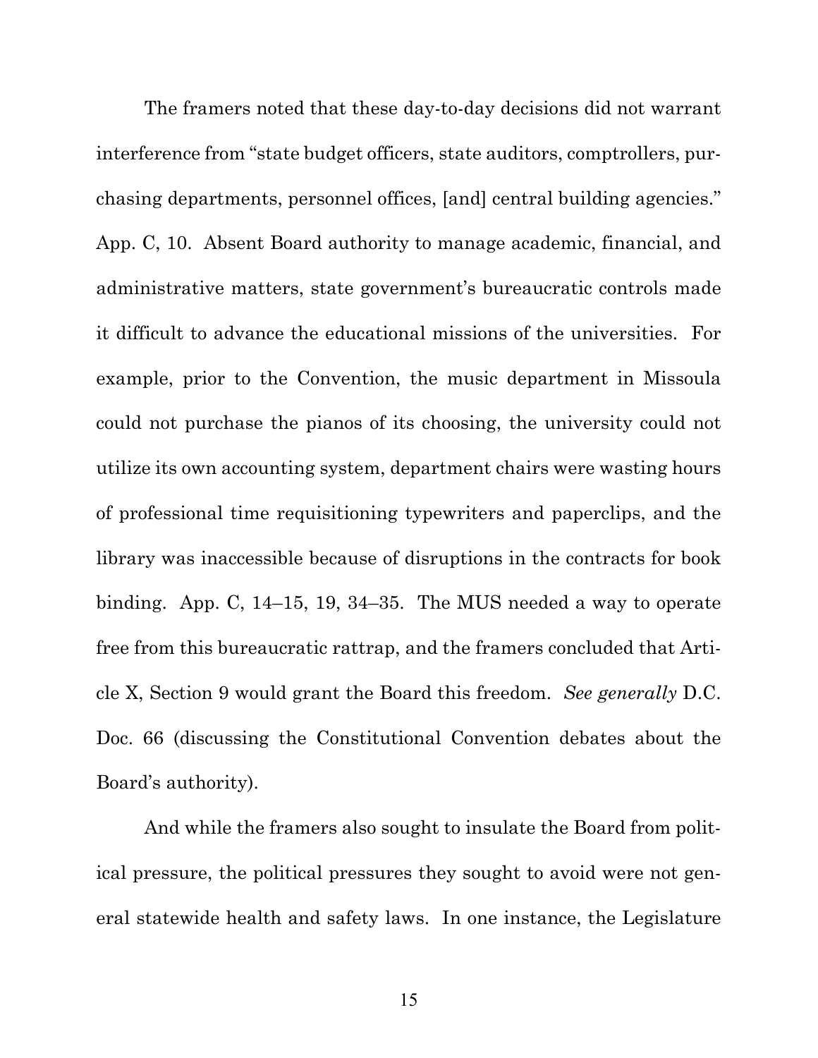The framers noted that these day-to-day decisions did not warrant interference from "state budget officers, state auditors, comptrollers, purchasing departments, personnel offices, [and] central building agencies." App. C, 10. Absent Board authority to manage academic, financial, and administrative matters, state government's bureaucratic controls made it difficult to advance the educational missions of the universities. For example, prior to the Convention, the music department in Missoula could not purchase the pianos of its choosing, the university could not utilize its own accounting system, department chairs were wasting hours of professional time requisitioning typewriters and paperclips, and the library was inaccessible because of disruptions in the contracts for book binding. App. C, 14–15, 19, 34–35. The MUS needed a way to operate free from this bureaucratic rattrap, and the framers concluded that Article X, Section 9 would grant the Board this freedom. *See generally* D.C. Doc. 66 (discussing the Constitutional Convention debates about the Board's authority).

And while the framers also sought to insulate the Board from political pressure, the political pressures they sought to avoid were not general statewide health and safety laws. In one instance, the Legislature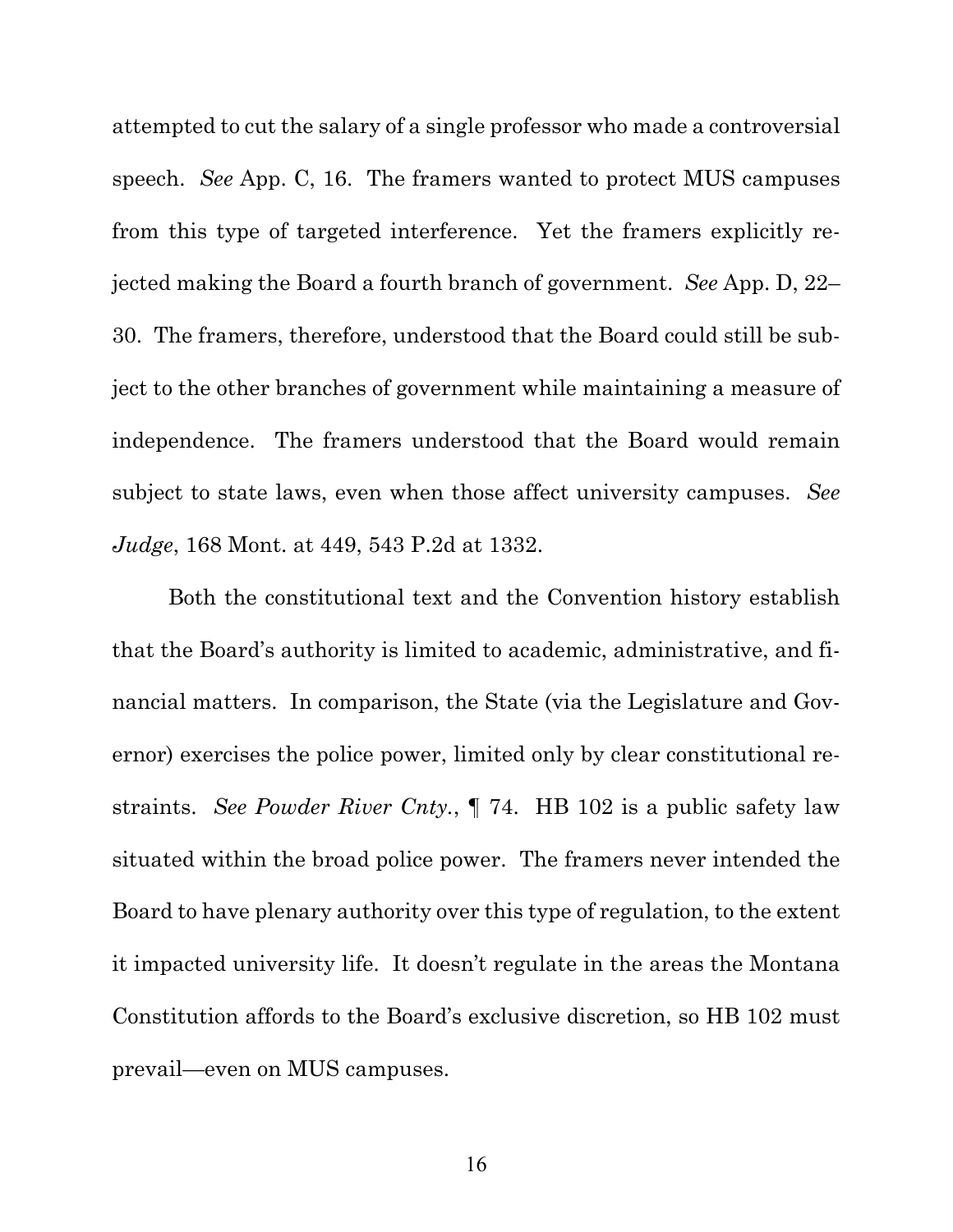attempted to cut the salary of a single professor who made a controversial speech. *See* App. C, 16. The framers wanted to protect MUS campuses from this type of targeted interference. Yet the framers explicitly rejected making the Board a fourth branch of government. *See* App. D, 22–30. The framers, therefore, understood that the Board could still be subject to the other branches of government while maintaining a measure of independence. The framers understood that the Board would remain subject to state laws, even when those affect university campuses. *See Judge*, 168 Mont. at 449, 543 P.2d at 1332.

Both the constitutional text and the Convention history establish that the Board's authority is limited to academic, administrative, and financial matters. In comparison, the State (via the Legislature and Governor) exercises the police power, limited only by clear constitutional restraints. *See Powder River Cnty.*, ¶ 74. HB 102 is a public safety law situated within the broad police power. The framers never intended the Board to have plenary authority over this type of regulation, to the extent it impacted university life. It doesn't regulate in the areas the Montana Constitution affords to the Board's exclusive discretion, so HB 102 must prevail—even on MUS campuses.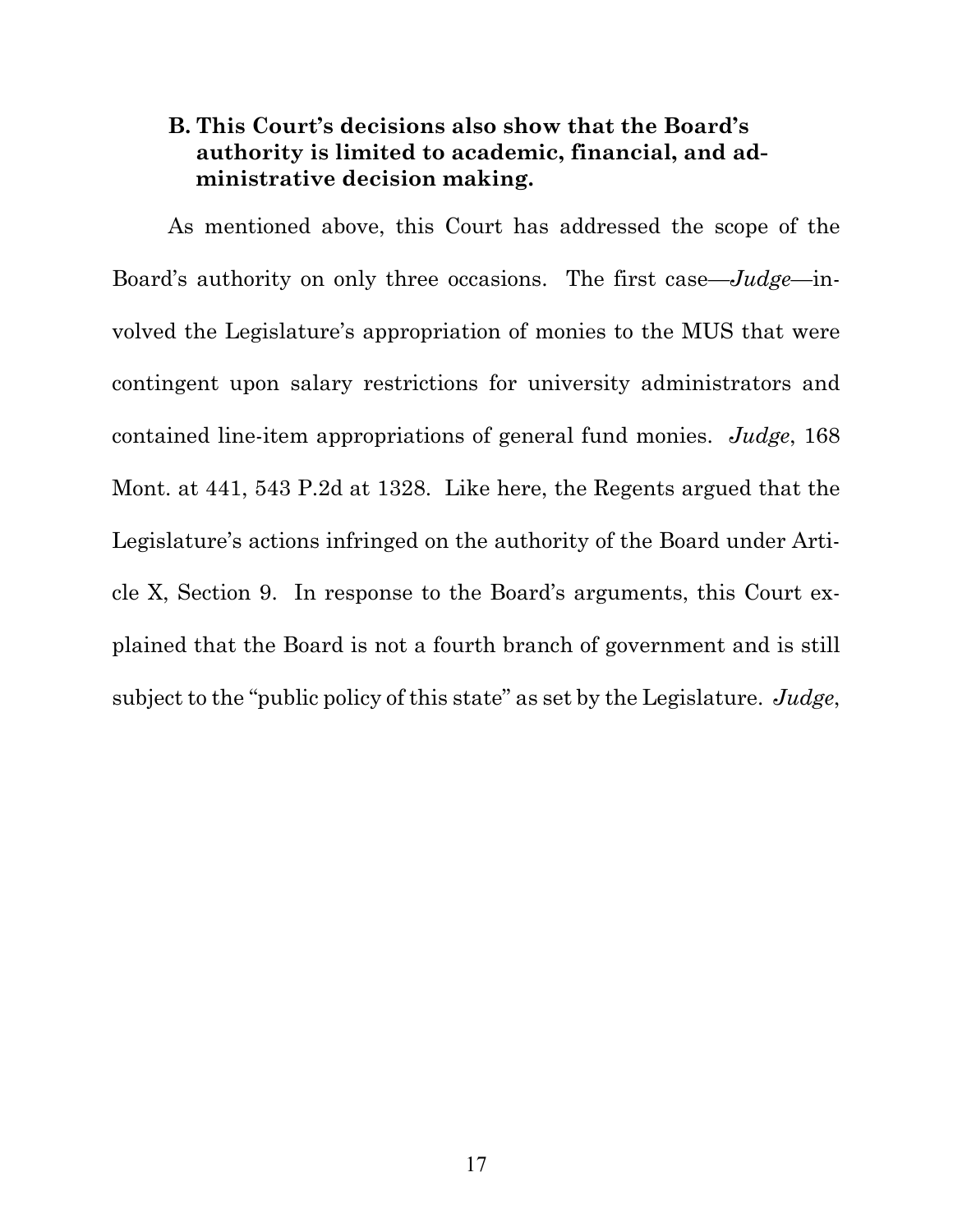### B. This Court's decisions also show that the Board's authority is limited to academic, financial, and administrative decision making.

As mentioned above, this Court has addressed the scope of the Board's authority on only three occasions. The first case—*Judge*—involved the Legislature's appropriation of monies to the MUS that were contingent upon salary restrictions for university administrators and contained line-item appropriations of general fund monies. *Judge*, 168 Mont. at 441, 543 P.2d at 1328. Like here, the Regents argued that the Legislature's actions infringed on the authority of the Board under Article X, Section 9. In response to the Board's arguments, this Court explained that the Board is not a fourth branch of government and is still subject to the "public policy of this state" as set by the Legislature. *Judge*,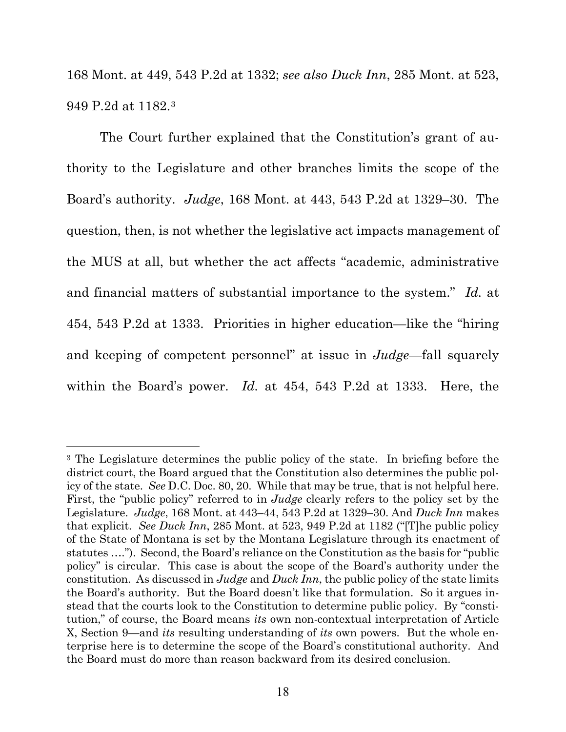168 Mont. at 449, 543 P.2d at 1332; *see also Duck Inn*, 285 Mont. at 523, 949 P.2d at 1182.[3]

The Court further explained that the Constitution's grant of authority to the Legislature and other branches limits the scope of the Board's authority. *Judge*, 168 Mont. at 443, 543 P.2d at 1329–30. The question, then, is not whether the legislative act impacts management of the MUS at all, but whether the act affects "academic, administrative and financial matters of substantial importance to the system." *Id.* at 454, 543 P.2d at 1333. Priorities in higher education—like the "hiring and keeping of competent personnel" at issue in *Judge*—fall squarely within the Board's power. *Id.* at 454, 543 P.2d at 1333. Here, the

---

[3] The Legislature determines the public policy of the state. In briefing before the district court, the Board argued that the Constitution also determines the public policy of the state. *See* D.C. Doc. 80, 20. While that may be true, that is not helpful here. First, the "public policy" referred to in *Judge* clearly refers to the policy set by the Legislature. *Judge*, 168 Mont. at 443–44, 543 P.2d at 1329–30. And *Duck Inn* makes that explicit. *See Duck Inn*, 285 Mont. at 523, 949 P.2d at 1182 ("[T]he public policy of the State of Montana is set by the Montana Legislature through its enactment of statutes ...."). Second, the Board's reliance on the Constitution as the basis for "public policy" is circular. This case is about the scope of the Board's authority under the constitution. As discussed in *Judge* and *Duck Inn*, the public policy of the state limits the Board's authority. But the Board doesn't like that formulation. So it argues instead that the courts look to the Constitution to determine public policy. By "constitution," of course, the Board means *its* own non-contextual interpretation of Article X, Section 9—and *its* resulting understanding of *its* own powers. But the whole enterprise here is to determine the scope of the Board's constitutional authority. And the Board must do more than reason backward from its desired conclusion.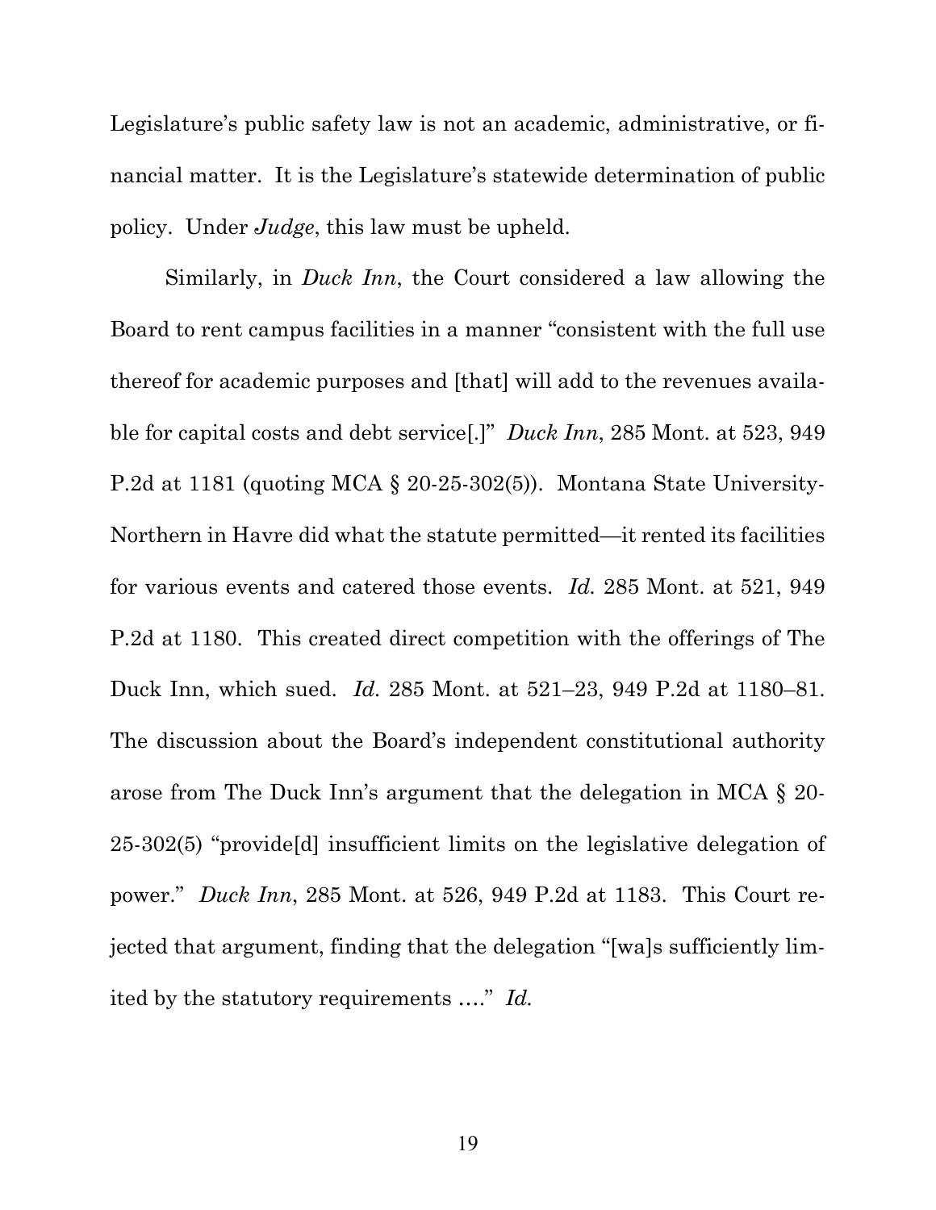Legislature's public safety law is not an academic, administrative, or financial matter. It is the Legislature's statewide determination of public policy. Under *Judge*, this law must be upheld.

Similarly, in *Duck Inn*, the Court considered a law allowing the Board to rent campus facilities in a manner "consistent with the full use thereof for academic purposes and [that] will add to the revenues available for capital costs and debt service[.]" *Duck Inn*, 285 Mont. at 523, 949 P.2d at 1181 (quoting MCA § 20-25-302(5)). Montana State University-Northern in Havre did what the statute permitted—it rented its facilities for various events and catered those events. *Id.* 285 Mont. at 521, 949 P.2d at 1180. This created direct competition with the offerings of The Duck Inn, which sued. *Id.* 285 Mont. at 521–23, 949 P.2d at 1180–81. The discussion about the Board's independent constitutional authority arose from The Duck Inn's argument that the delegation in MCA § 20-25-302(5) "provide[d] insufficient limits on the legislative delegation of power." *Duck Inn*, 285 Mont. at 526, 949 P.2d at 1183. This Court rejected that argument, finding that the delegation "[wa]s sufficiently limited by the statutory requirements …." *Id.*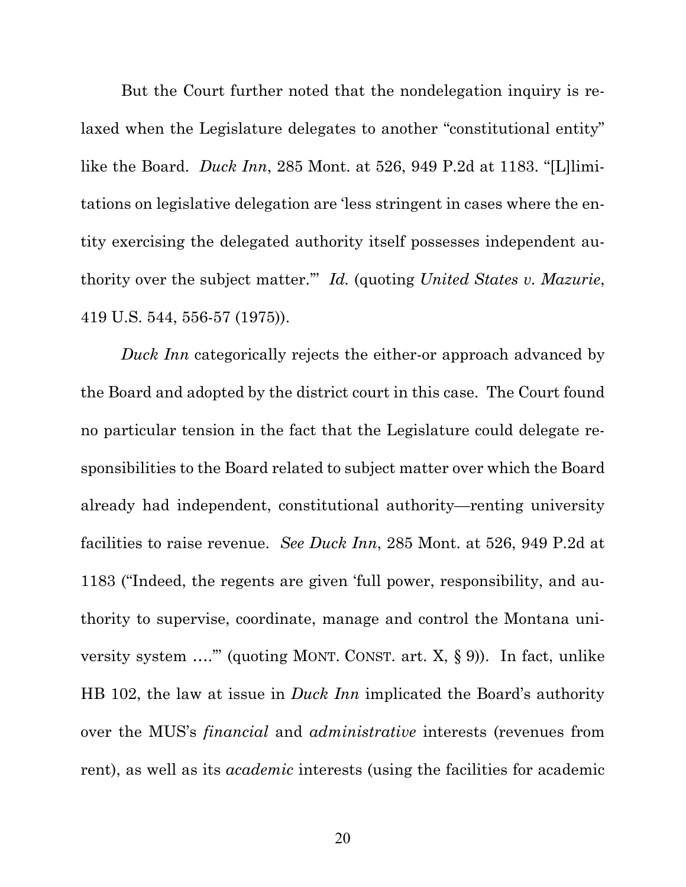But the Court further noted that the nondelegation inquiry is relaxed when the Legislature delegates to another "constitutional entity" like the Board. *Duck Inn*, 285 Mont. at 526, 949 P.2d at 1183. "[L]limitations on legislative delegation are 'less stringent in cases where the entity exercising the delegated authority itself possesses independent authority over the subject matter.'" *Id.* (quoting *United States v. Mazurie*, 419 U.S. 544, 556-57 (1975)).

*Duck Inn* categorically rejects the either-or approach advanced by the Board and adopted by the district court in this case. The Court found no particular tension in the fact that the Legislature could delegate responsibilities to the Board related to subject matter over which the Board already had independent, constitutional authority—renting university facilities to raise revenue. *See Duck Inn*, 285 Mont. at 526, 949 P.2d at 1183 ("Indeed, the regents are given 'full power, responsibility, and authority to supervise, coordinate, manage and control the Montana university system ….'" (quoting MONT. CONST. art. X, § 9)). In fact, unlike HB 102, the law at issue in *Duck Inn* implicated the Board's authority over the MUS's *financial* and *administrative* interests (revenues from rent), as well as its *academic* interests (using the facilities for academic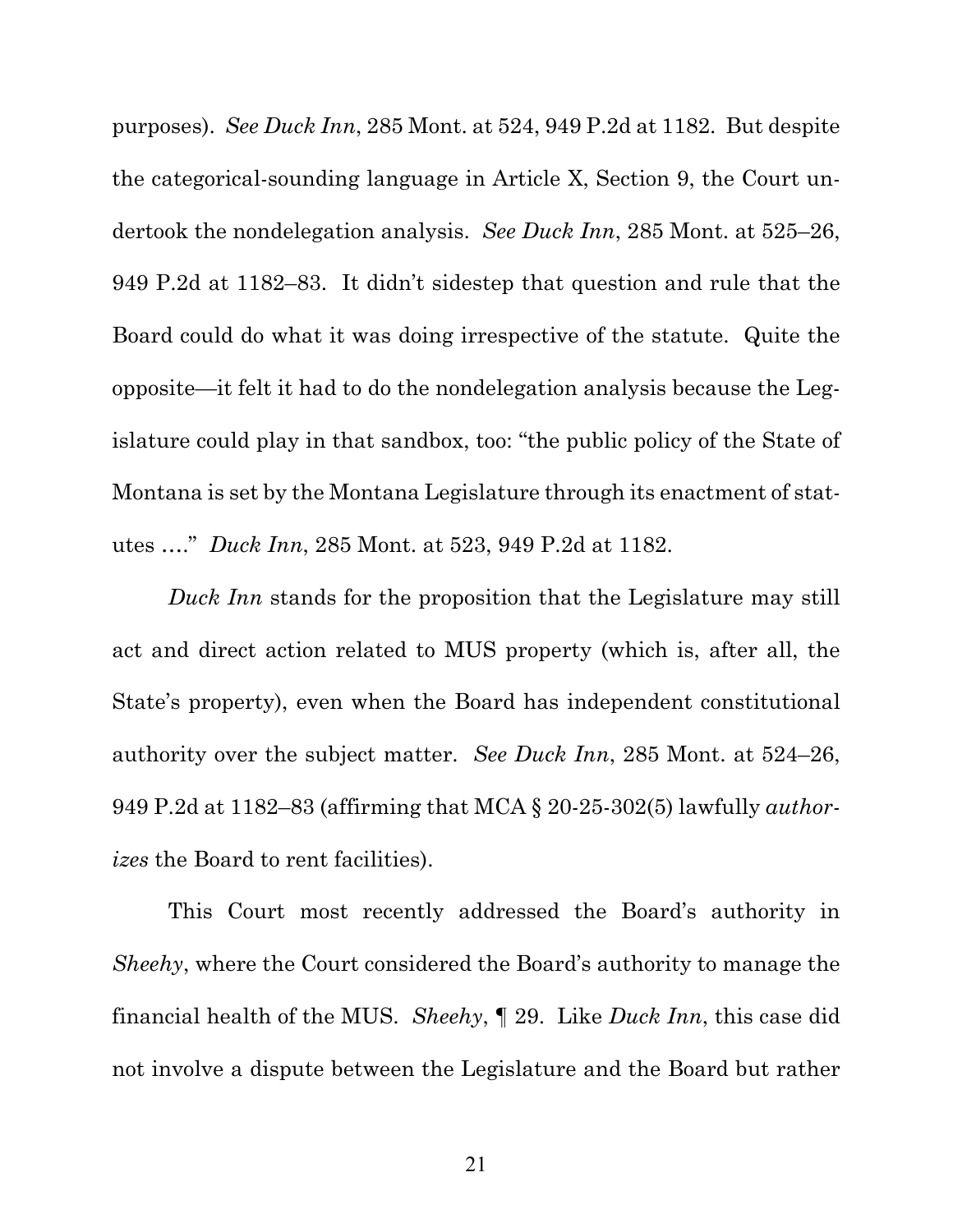purposes). *See Duck Inn*, 285 Mont. at 524, 949 P.2d at 1182. But despite the categorical-sounding language in Article X, Section 9, the Court undertook the nondelegation analysis. *See Duck Inn*, 285 Mont. at 525–26, 949 P.2d at 1182–83. It didn't sidestep that question and rule that the Board could do what it was doing irrespective of the statute. Quite the opposite—it felt it had to do the nondelegation analysis because the Legislature could play in that sandbox, too: "the public policy of the State of Montana is set by the Montana Legislature through its enactment of statutes …." *Duck Inn*, 285 Mont. at 523, 949 P.2d at 1182.

*Duck Inn* stands for the proposition that the Legislature may still act and direct action related to MUS property (which is, after all, the State's property), even when the Board has independent constitutional authority over the subject matter. *See Duck Inn*, 285 Mont. at 524–26, 949 P.2d at 1182–83 (affirming that MCA § 20-25-302(5) lawfully *authorizes* the Board to rent facilities).

This Court most recently addressed the Board's authority in *Sheehy*, where the Court considered the Board's authority to manage the financial health of the MUS. *Sheehy*, ¶ 29. Like *Duck Inn*, this case did not involve a dispute between the Legislature and the Board but rather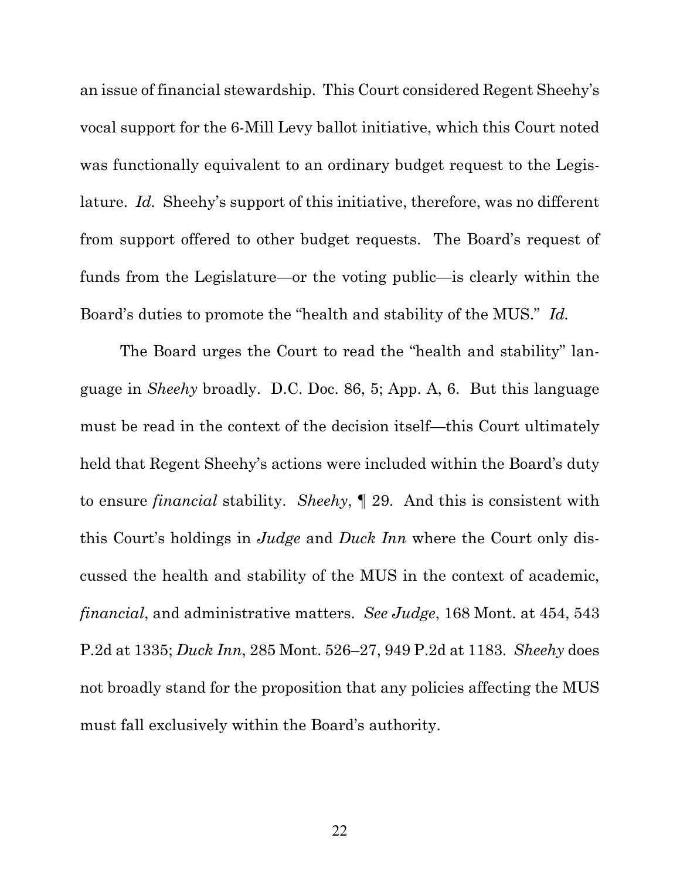an issue of financial stewardship. This Court considered Regent Sheehy's vocal support for the 6-Mill Levy ballot initiative, which this Court noted was functionally equivalent to an ordinary budget request to the Legislature. *Id.* Sheehy's support of this initiative, therefore, was no different from support offered to other budget requests. The Board's request of funds from the Legislature—or the voting public—is clearly within the Board's duties to promote the "health and stability of the MUS." *Id.*

The Board urges the Court to read the "health and stability" language in *Sheehy* broadly. D.C. Doc. 86, 5; App. A, 6. But this language must be read in the context of the decision itself—this Court ultimately held that Regent Sheehy's actions were included within the Board's duty to ensure *financial* stability. *Sheehy*, ¶ 29. And this is consistent with this Court's holdings in *Judge* and *Duck Inn* where the Court only discussed the health and stability of the MUS in the context of academic, *financial*, and administrative matters. *See Judge*, 168 Mont. at 454, 543 P.2d at 1335; *Duck Inn*, 285 Mont. 526–27, 949 P.2d at 1183. *Sheehy* does not broadly stand for the proposition that any policies affecting the MUS must fall exclusively within the Board's authority.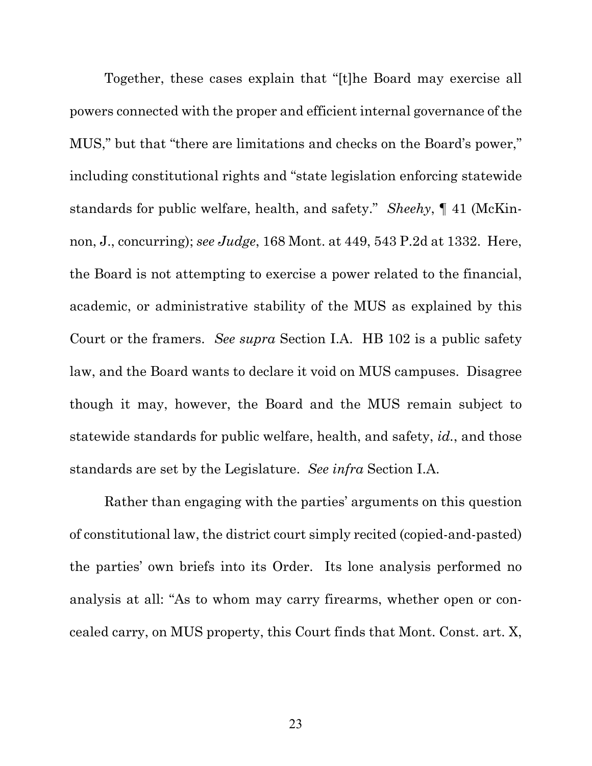Together, these cases explain that "[t]he Board may exercise all powers connected with the proper and efficient internal governance of the MUS," but that "there are limitations and checks on the Board's power," including constitutional rights and "state legislation enforcing statewide standards for public welfare, health, and safety." *Sheehy*, ¶ 41 (McKinnon, J., concurring); *see Judge*, 168 Mont. at 449, 543 P.2d at 1332. Here, the Board is not attempting to exercise a power related to the financial, academic, or administrative stability of the MUS as explained by this Court or the framers. *See supra* Section I.A. HB 102 is a public safety law, and the Board wants to declare it void on MUS campuses. Disagree though it may, however, the Board and the MUS remain subject to statewide standards for public welfare, health, and safety, *id.*, and those standards are set by the Legislature. *See infra* Section I.A.

Rather than engaging with the parties' arguments on this question of constitutional law, the district court simply recited (copied-and-pasted) the parties' own briefs into its Order. Its lone analysis performed no analysis at all: "As to whom may carry firearms, whether open or concealed carry, on MUS property, this Court finds that Mont. Const. art. X,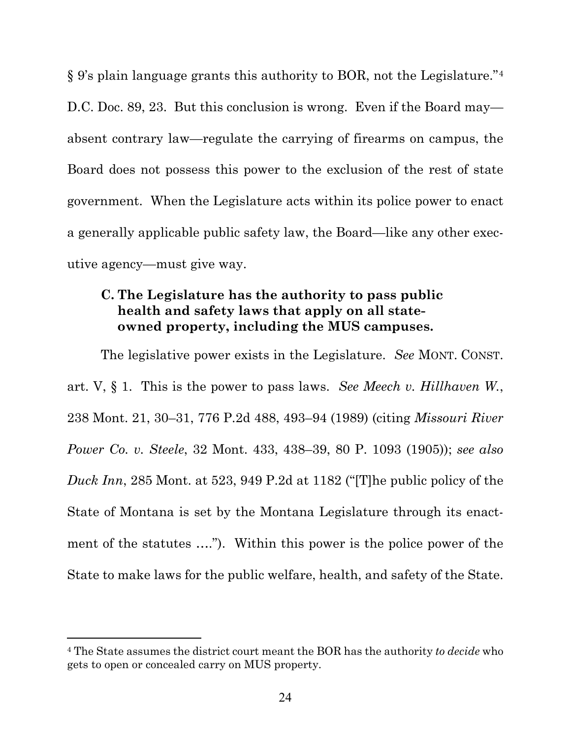§ 9's plain language grants this authority to BOR, not the Legislature."[4] D.C. Doc. 89, 23. But this conclusion is wrong. Even if the Board may—absent contrary law—regulate the carrying of firearms on campus, the Board does not possess this power to the exclusion of the rest of state government. When the Legislature acts within its police power to enact a generally applicable public safety law, the Board—like any other executive agency—must give way.

### C. The Legislature has the authority to pass public health and safety laws that apply on all state-owned property, including the MUS campuses.

The legislative power exists in the Legislature. *See* MONT. CONST. art. V, § 1. This is the power to pass laws. *See Meech v. Hillhaven W.*, 238 Mont. 21, 30–31, 776 P.2d 488, 493–94 (1989) (citing *Missouri River Power Co. v. Steele*, 32 Mont. 433, 438–39, 80 P. 1093 (1905)); *see also Duck Inn*, 285 Mont. at 523, 949 P.2d at 1182 ("[T]he public policy of the State of Montana is set by the Montana Legislature through its enactment of the statutes …."). Within this power is the police power of the State to make laws for the public welfare, health, and safety of the State.

[4] The State assumes the district court meant the BOR has the authority *to decide* who gets to open or concealed carry on MUS property.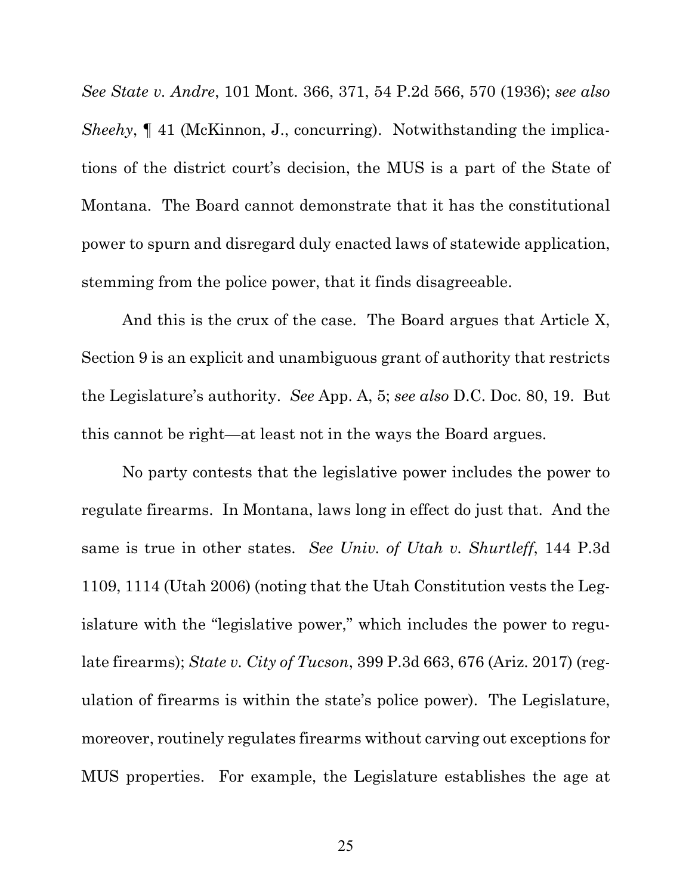*See State v. Andre*, 101 Mont. 366, 371, 54 P.2d 566, 570 (1936); *see also Sheehy*, ¶ 41 (McKinnon, J., concurring). Notwithstanding the implications of the district court's decision, the MUS is a part of the State of Montana. The Board cannot demonstrate that it has the constitutional power to spurn and disregard duly enacted laws of statewide application, stemming from the police power, that it finds disagreeable.

And this is the crux of the case. The Board argues that Article X, Section 9 is an explicit and unambiguous grant of authority that restricts the Legislature's authority. *See* App. A, 5; *see also* D.C. Doc. 80, 19. But this cannot be right—at least not in the ways the Board argues.

No party contests that the legislative power includes the power to regulate firearms. In Montana, laws long in effect do just that. And the same is true in other states. *See Univ. of Utah v. Shurtleff*, 144 P.3d 1109, 1114 (Utah 2006) (noting that the Utah Constitution vests the Legislature with the "legislative power," which includes the power to regulate firearms); *State v. City of Tucson*, 399 P.3d 663, 676 (Ariz. 2017) (regulation of firearms is within the state's police power). The Legislature, moreover, routinely regulates firearms without carving out exceptions for MUS properties. For example, the Legislature establishes the age at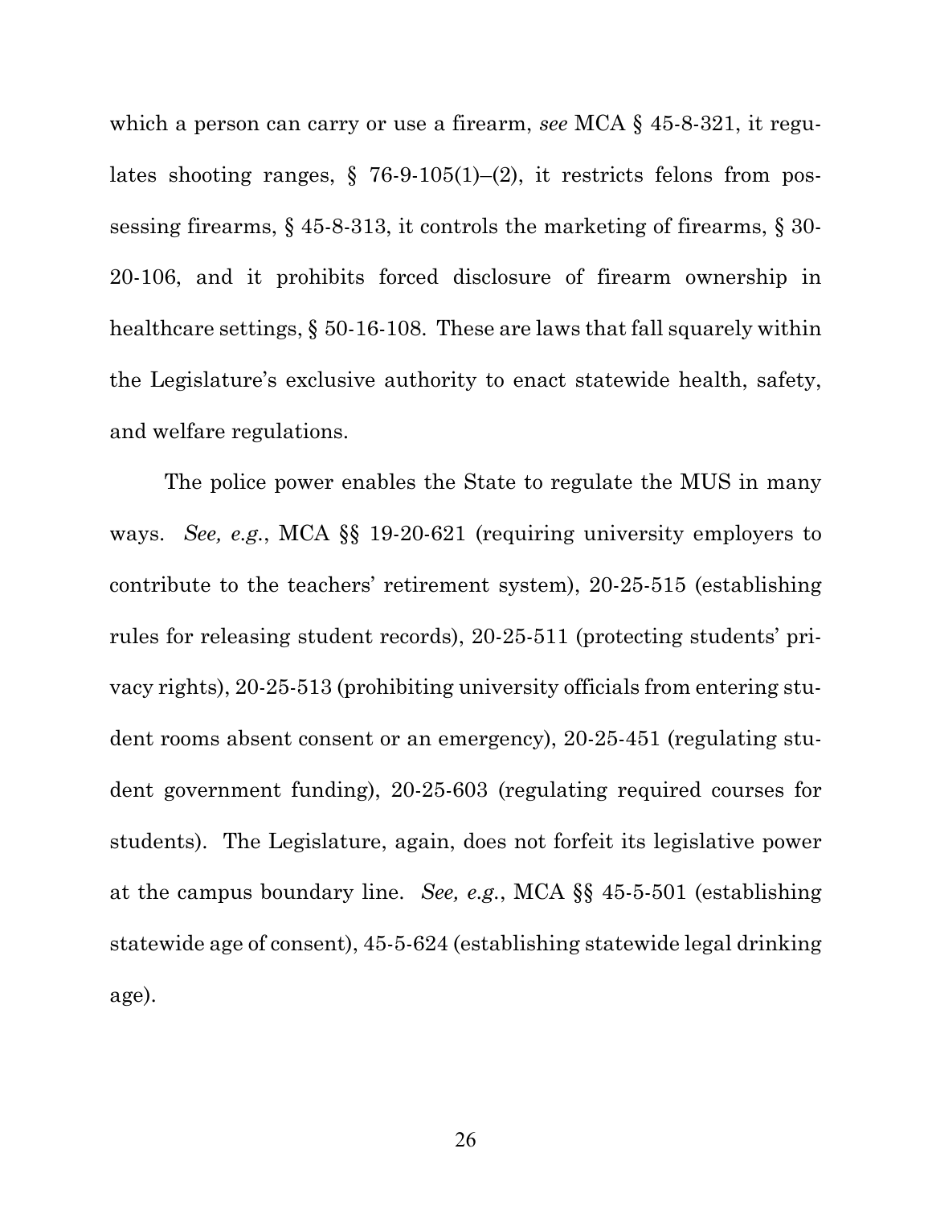which a person can carry or use a firearm, *see* MCA § 45-8-321, it regulates shooting ranges, § 76-9-105(1)–(2), it restricts felons from possessing firearms, § 45-8-313, it controls the marketing of firearms, § 30-20-106, and it prohibits forced disclosure of firearm ownership in healthcare settings, § 50-16-108. These are laws that fall squarely within the Legislature's exclusive authority to enact statewide health, safety, and welfare regulations.

The police power enables the State to regulate the MUS in many ways. *See, e.g.*, MCA §§ 19-20-621 (requiring university employers to contribute to the teachers' retirement system), 20-25-515 (establishing rules for releasing student records), 20-25-511 (protecting students' privacy rights), 20-25-513 (prohibiting university officials from entering student rooms absent consent or an emergency), 20-25-451 (regulating student government funding), 20-25-603 (regulating required courses for students). The Legislature, again, does not forfeit its legislative power at the campus boundary line. *See, e.g.*, MCA §§ 45-5-501 (establishing statewide age of consent), 45-5-624 (establishing statewide legal drinking age).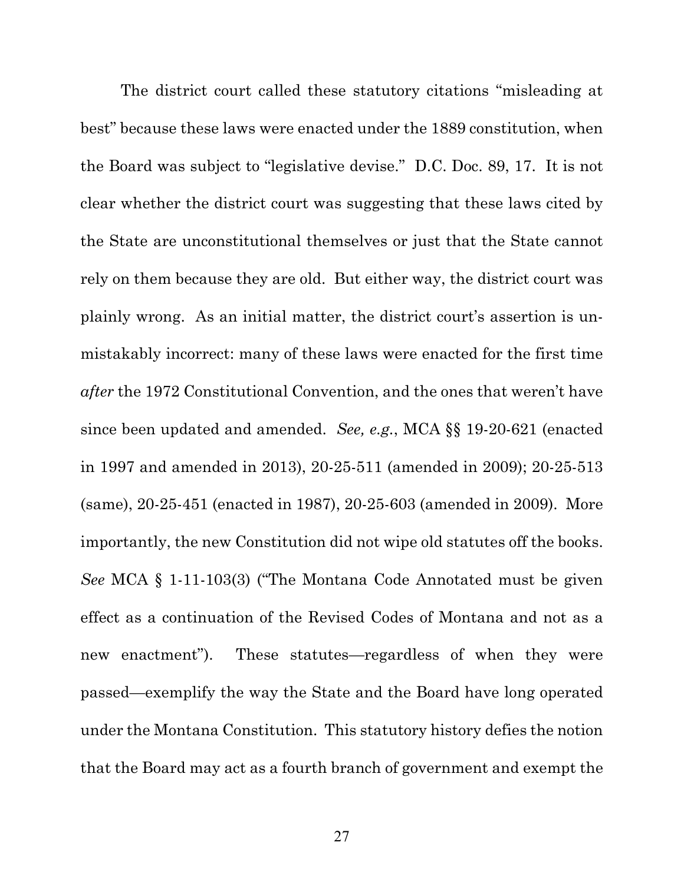The district court called these statutory citations "misleading at best" because these laws were enacted under the 1889 constitution, when the Board was subject to "legislative devise." D.C. Doc. 89, 17. It is not clear whether the district court was suggesting that these laws cited by the State are unconstitutional themselves or just that the State cannot rely on them because they are old. But either way, the district court was plainly wrong. As an initial matter, the district court's assertion is unmistakably incorrect: many of these laws were enacted for the first time *after* the 1972 Constitutional Convention, and the ones that weren't have since been updated and amended. *See, e.g.*, MCA §§ 19-20-621 (enacted in 1997 and amended in 2013), 20-25-511 (amended in 2009); 20-25-513 (same), 20-25-451 (enacted in 1987), 20-25-603 (amended in 2009). More importantly, the new Constitution did not wipe old statutes off the books. *See* MCA § 1-11-103(3) ("The Montana Code Annotated must be given effect as a continuation of the Revised Codes of Montana and not as a new enactment"). These statutes—regardless of when they were passed—exemplify the way the State and the Board have long operated under the Montana Constitution. This statutory history defies the notion that the Board may act as a fourth branch of government and exempt the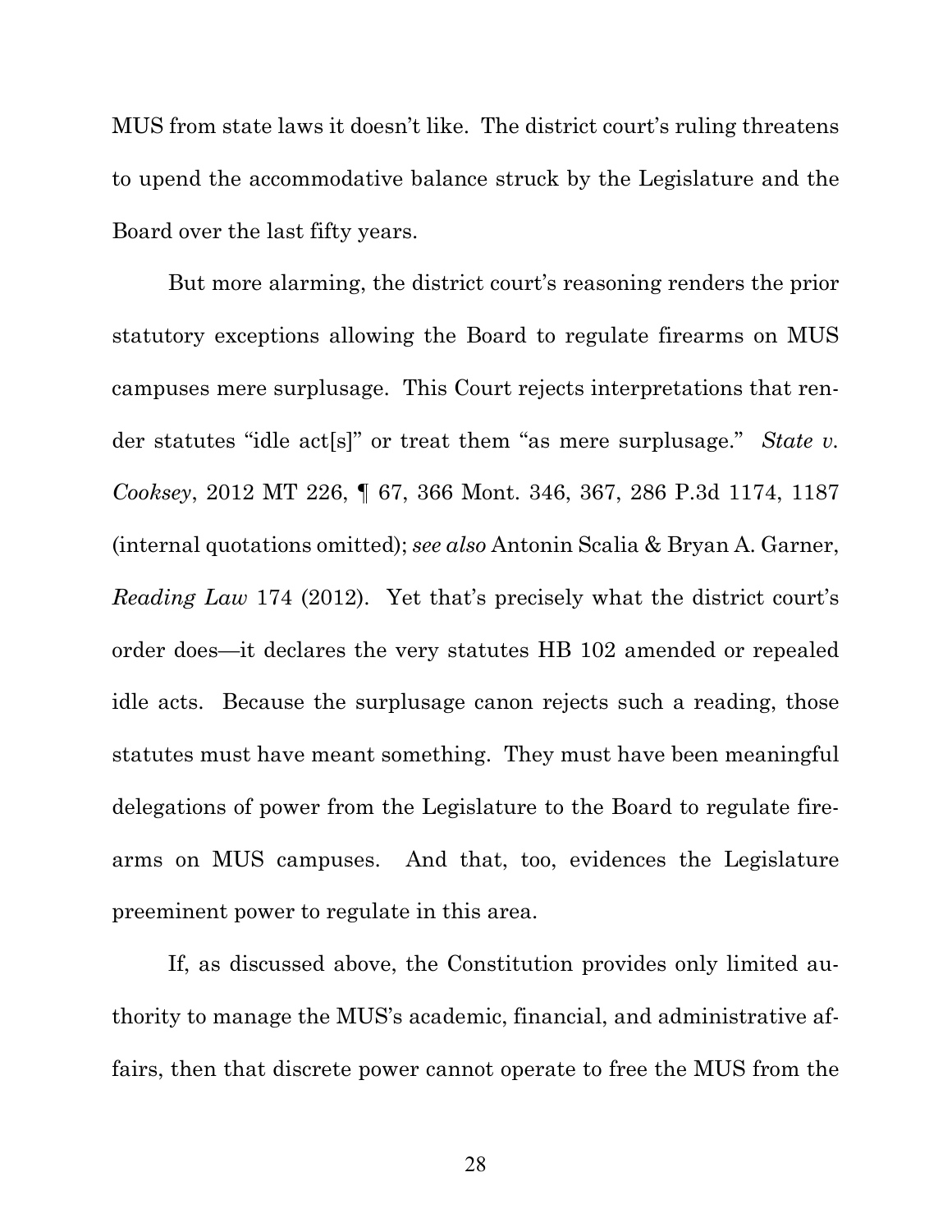MUS from state laws it doesn't like. The district court's ruling threatens to upend the accommodative balance struck by the Legislature and the Board over the last fifty years.

But more alarming, the district court's reasoning renders the prior statutory exceptions allowing the Board to regulate firearms on MUS campuses mere surplusage. This Court rejects interpretations that render statutes "idle act[s]" or treat them "as mere surplusage." *State v. Cooksey*, 2012 MT 226, ¶ 67, 366 Mont. 346, 367, 286 P.3d 1174, 1187 (internal quotations omitted); *see also* Antonin Scalia & Bryan A. Garner, *Reading Law* 174 (2012). Yet that's precisely what the district court's order does—it declares the very statutes HB 102 amended or repealed idle acts. Because the surplusage canon rejects such a reading, those statutes must have meant something. They must have been meaningful delegations of power from the Legislature to the Board to regulate firearms on MUS campuses. And that, too, evidences the Legislature preeminent power to regulate in this area.

If, as discussed above, the Constitution provides only limited authority to manage the MUS's academic, financial, and administrative affairs, then that discrete power cannot operate to free the MUS from the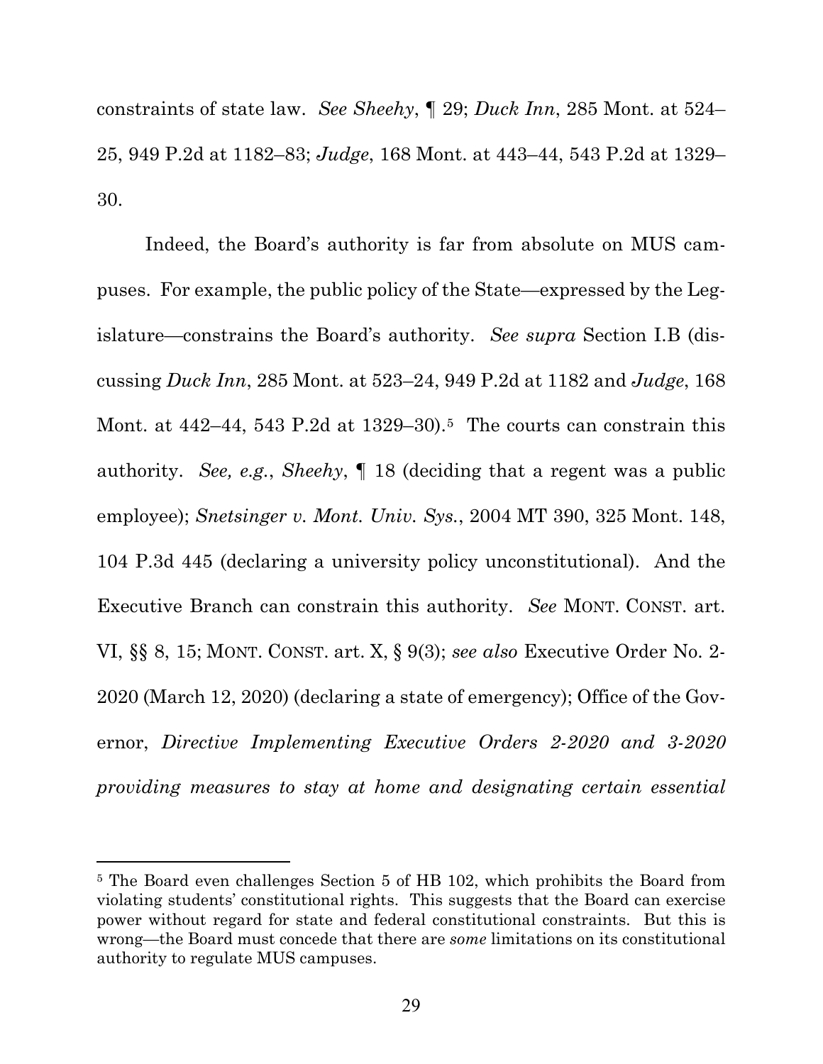constraints of state law. *See Sheehy*, ¶ 29; *Duck Inn*, 285 Mont. at 524–25, 949 P.2d at 1182–83; *Judge*, 168 Mont. at 443–44, 543 P.2d at 1329–30.

Indeed, the Board's authority is far from absolute on MUS campuses. For example, the public policy of the State—expressed by the Legislature—constrains the Board's authority. *See supra* Section I.B (discussing *Duck Inn*, 285 Mont. at 523–24, 949 P.2d at 1182 and *Judge*, 168 Mont. at 442–44, 543 P.2d at 1329–30).[5] The courts can constrain this authority. *See, e.g.*, *Sheehy*, ¶ 18 (deciding that a regent was a public employee); *Snetsinger v. Mont. Univ. Sys.*, 2004 MT 390, 325 Mont. 148, 104 P.3d 445 (declaring a university policy unconstitutional). And the Executive Branch can constrain this authority. *See* MONT. CONST. art. VI, §§ 8, 15; MONT. CONST. art. X, § 9(3); *see also* Executive Order No. 2-2020 (March 12, 2020) (declaring a state of emergency); Office of the Governor, *Directive Implementing Executive Orders 2-2020 and 3-2020 providing measures to stay at home and designating certain essential*

---

[5] The Board even challenges Section 5 of HB 102, which prohibits the Board from violating students' constitutional rights. This suggests that the Board can exercise power without regard for state and federal constitutional constraints. But this is wrong—the Board must concede that there are *some* limitations on its constitutional authority to regulate MUS campuses.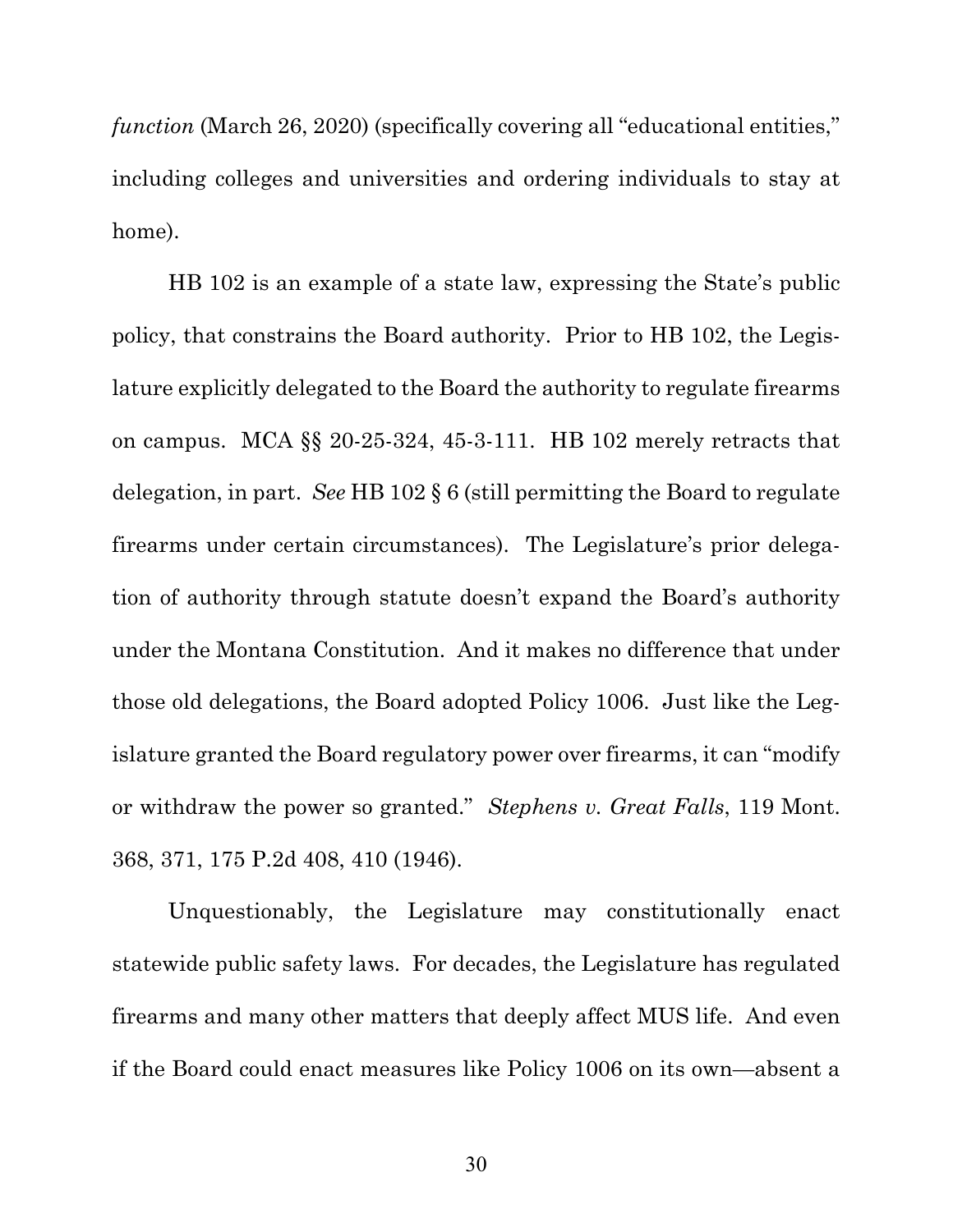*function* (March 26, 2020) (specifically covering all "educational entities," including colleges and universities and ordering individuals to stay at home).

HB 102 is an example of a state law, expressing the State's public policy, that constrains the Board authority. Prior to HB 102, the Legislature explicitly delegated to the Board the authority to regulate firearms on campus. MCA §§ 20-25-324, 45-3-111. HB 102 merely retracts that delegation, in part. *See* HB 102 § 6 (still permitting the Board to regulate firearms under certain circumstances). The Legislature's prior delegation of authority through statute doesn't expand the Board's authority under the Montana Constitution. And it makes no difference that under those old delegations, the Board adopted Policy 1006. Just like the Legislature granted the Board regulatory power over firearms, it can "modify or withdraw the power so granted." *Stephens v. Great Falls*, 119 Mont. 368, 371, 175 P.2d 408, 410 (1946).

Unquestionably, the Legislature may constitutionally enact statewide public safety laws. For decades, the Legislature has regulated firearms and many other matters that deeply affect MUS life. And even if the Board could enact measures like Policy 1006 on its own—absent a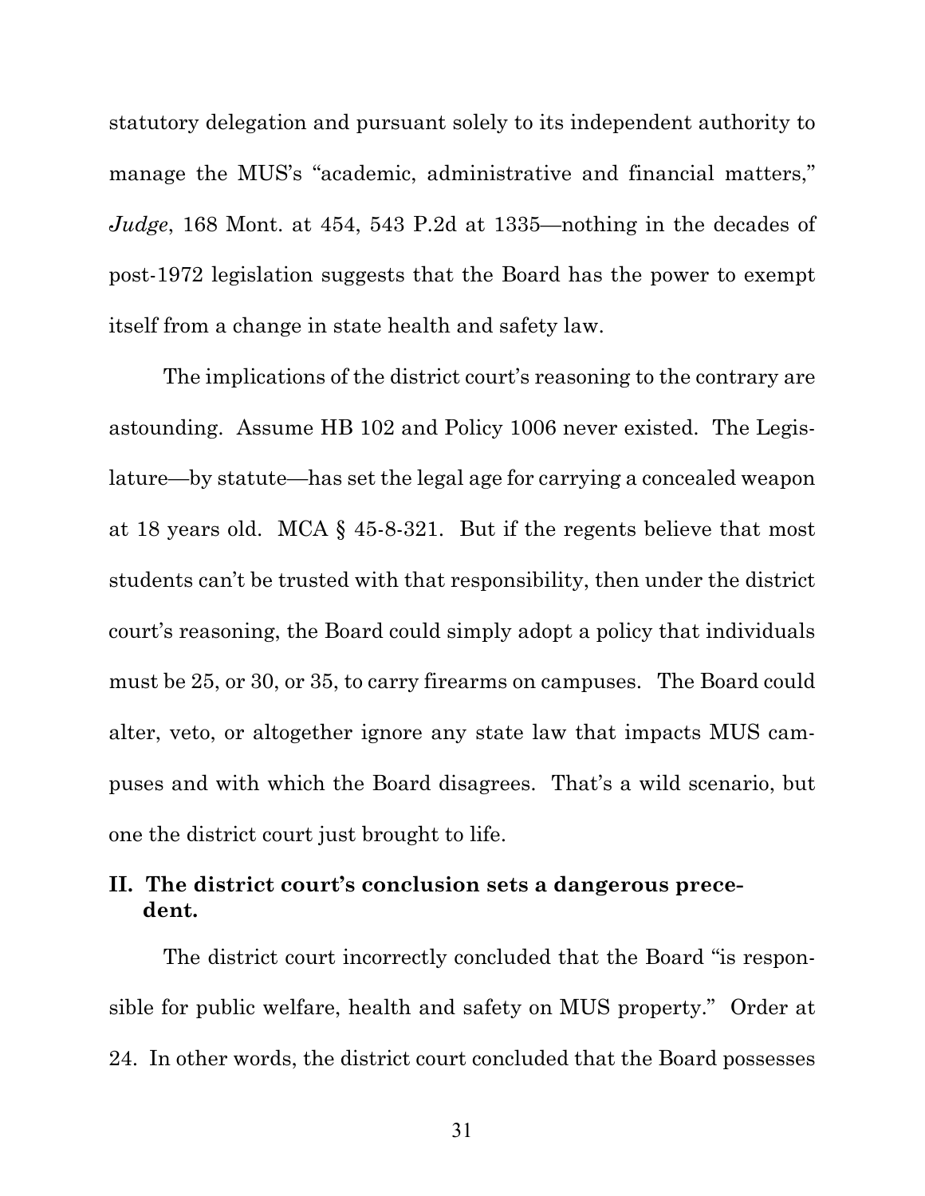statutory delegation and pursuant solely to its independent authority to manage the MUS's "academic, administrative and financial matters," *Judge*, 168 Mont. at 454, 543 P.2d at 1335—nothing in the decades of post-1972 legislation suggests that the Board has the power to exempt itself from a change in state health and safety law.

The implications of the district court's reasoning to the contrary are astounding. Assume HB 102 and Policy 1006 never existed. The Legislature—by statute—has set the legal age for carrying a concealed weapon at 18 years old. MCA § 45-8-321. But if the regents believe that most students can't be trusted with that responsibility, then under the district court's reasoning, the Board could simply adopt a policy that individuals must be 25, or 30, or 35, to carry firearms on campuses. The Board could alter, veto, or altogether ignore any state law that impacts MUS campuses and with which the Board disagrees. That's a wild scenario, but one the district court just brought to life.

## II. The district court's conclusion sets a dangerous precedent.

The district court incorrectly concluded that the Board "is responsible for public welfare, health and safety on MUS property." Order at 24. In other words, the district court concluded that the Board possesses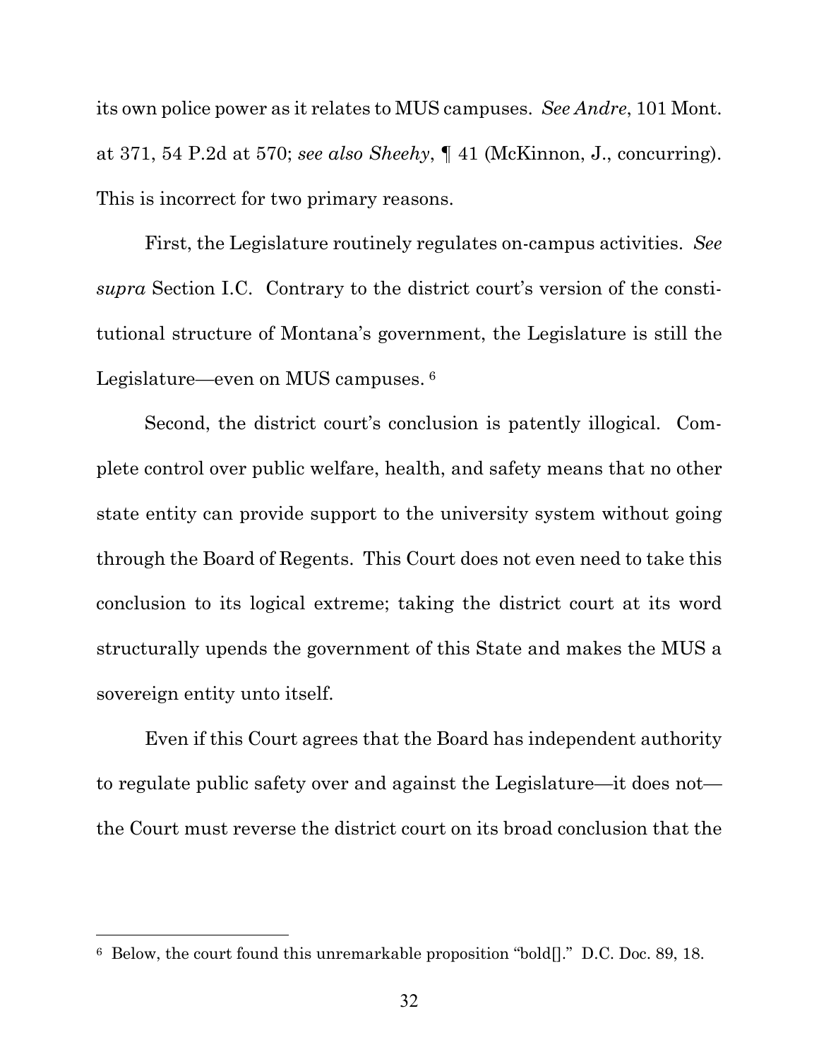its own police power as it relates to MUS campuses. *See Andre*, 101 Mont. at 371, 54 P.2d at 570; *see also Sheehy*, ¶ 41 (McKinnon, J., concurring). This is incorrect for two primary reasons.

First, the Legislature routinely regulates on-campus activities. *See supra* Section I.C. Contrary to the district court's version of the constitutional structure of Montana's government, the Legislature is still the Legislature—even on MUS campuses. [6]

Second, the district court's conclusion is patently illogical. Complete control over public welfare, health, and safety means that no other state entity can provide support to the university system without going through the Board of Regents. This Court does not even need to take this conclusion to its logical extreme; taking the district court at its word structurally upends the government of this State and makes the MUS a sovereign entity unto itself.

Even if this Court agrees that the Board has independent authority to regulate public safety over and against the Legislature—it does not—the Court must reverse the district court on its broad conclusion that the

---

[6] Below, the court found this unremarkable proposition "bold[]." D.C. Doc. 89, 18.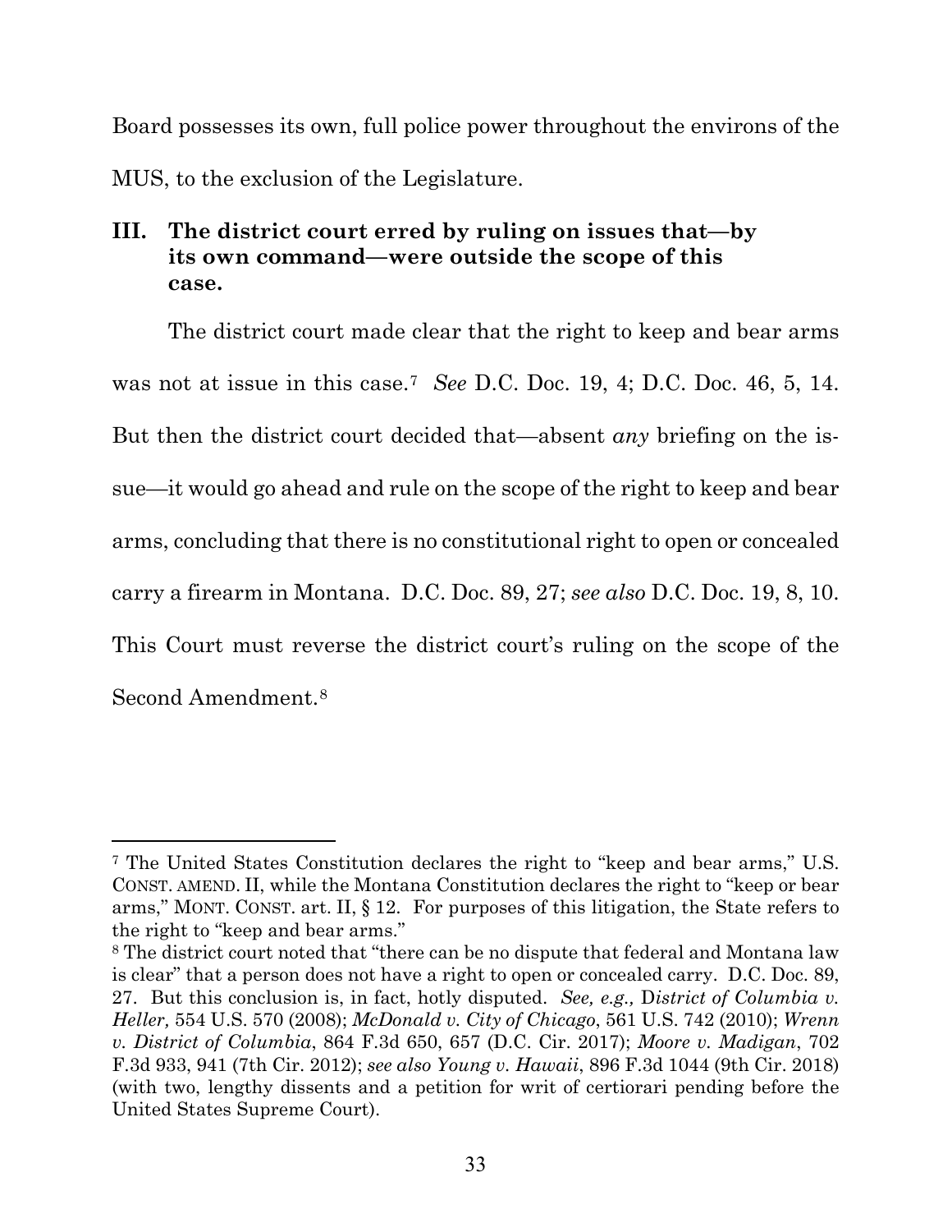Board possesses its own, full police power throughout the environs of the MUS, to the exclusion of the Legislature.

## III. The district court erred by ruling on issues that—by its own command—were outside the scope of this case.

The district court made clear that the right to keep and bear arms was not at issue in this case.[7] *See* D.C. Doc. 19, 4; D.C. Doc. 46, 5, 14. But then the district court decided that—absent *any* briefing on the issue—it would go ahead and rule on the scope of the right to keep and bear arms, concluding that there is no constitutional right to open or concealed carry a firearm in Montana. D.C. Doc. 89, 27; *see also* D.C. Doc. 19, 8, 10. This Court must reverse the district court's ruling on the scope of the Second Amendment.[8]

---

[7] The United States Constitution declares the right to "keep and bear arms," U.S. CONST. AMEND. II, while the Montana Constitution declares the right to "keep or bear arms," MONT. CONST. art. II, § 12. For purposes of this litigation, the State refers to the right to "keep and bear arms."

[8] The district court noted that "there can be no dispute that federal and Montana law is clear" that a person does not have a right to open or concealed carry. D.C. Doc. 89, 27. But this conclusion is, in fact, hotly disputed. *See, e.g., District of Columbia v. Heller,* 554 U.S. 570 (2008); *McDonald v. City of Chicago*, 561 U.S. 742 (2010); *Wrenn v. District of Columbia*, 864 F.3d 650, 657 (D.C. Cir. 2017); *Moore v. Madigan*, 702 F.3d 933, 941 (7th Cir. 2012); *see also Young v. Hawaii*, 896 F.3d 1044 (9th Cir. 2018) (with two, lengthy dissents and a petition for writ of certiorari pending before the United States Supreme Court).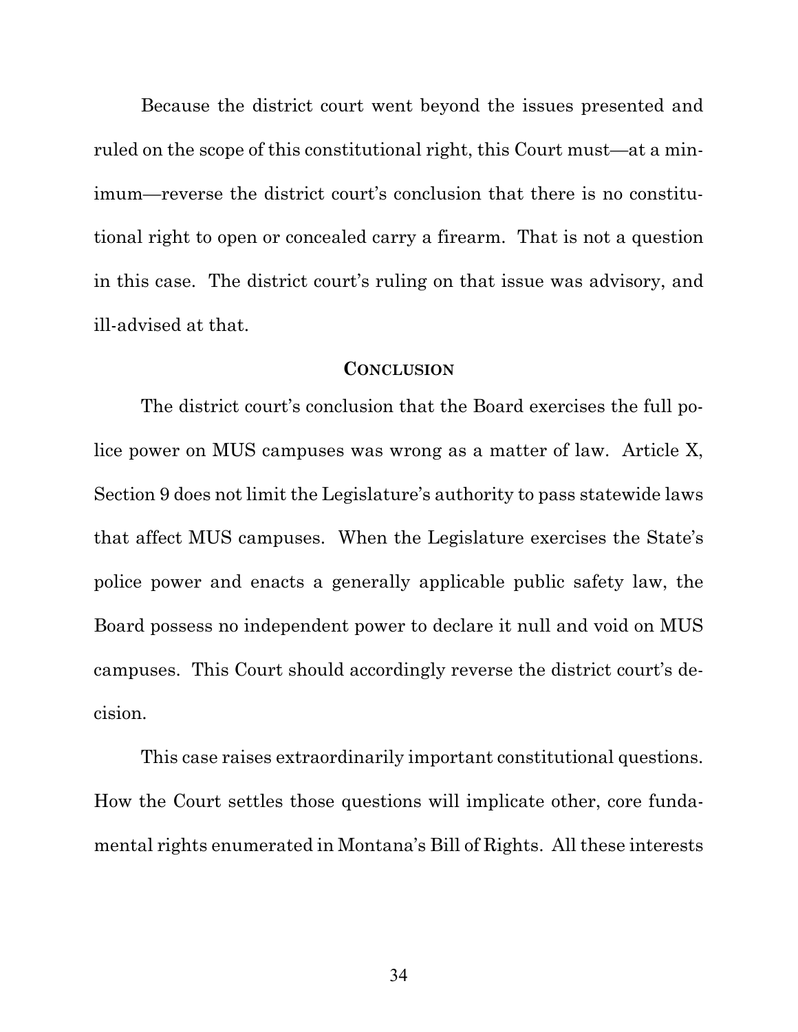Because the district court went beyond the issues presented and ruled on the scope of this constitutional right, this Court must—at a minimum—reverse the district court's conclusion that there is no constitutional right to open or concealed carry a firearm. That is not a question in this case. The district court's ruling on that issue was advisory, and ill-advised at that.

## CONCLUSION

The district court's conclusion that the Board exercises the full police power on MUS campuses was wrong as a matter of law. Article X, Section 9 does not limit the Legislature's authority to pass statewide laws that affect MUS campuses. When the Legislature exercises the State's police power and enacts a generally applicable public safety law, the Board possess no independent power to declare it null and void on MUS campuses. This Court should accordingly reverse the district court's decision.

This case raises extraordinarily important constitutional questions. How the Court settles those questions will implicate other, core fundamental rights enumerated in Montana's Bill of Rights. All these interests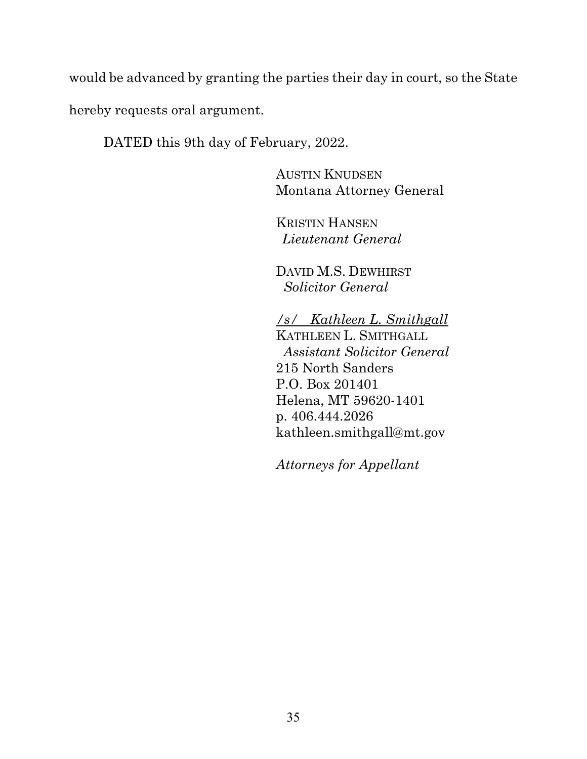would be advanced by granting the parties their day in court, so the State hereby requests oral argument.

DATED this 9th day of February, 2022.

AUSTIN KNUDSEN
Montana Attorney General

KRISTIN HANSEN
*Lieutenant General*

DAVID M.S. DEWHIRST
*Solicitor General*

*/s/ Kathleen L. Smithgall*
KATHLEEN L. SMITHGALL
*Assistant Solicitor General*
215 North Sanders
P.O. Box 201401
Helena, MT 59620-1401
p. 406.444.2026
kathleen.smithgall@mt.gov

*Attorneys for Appellant*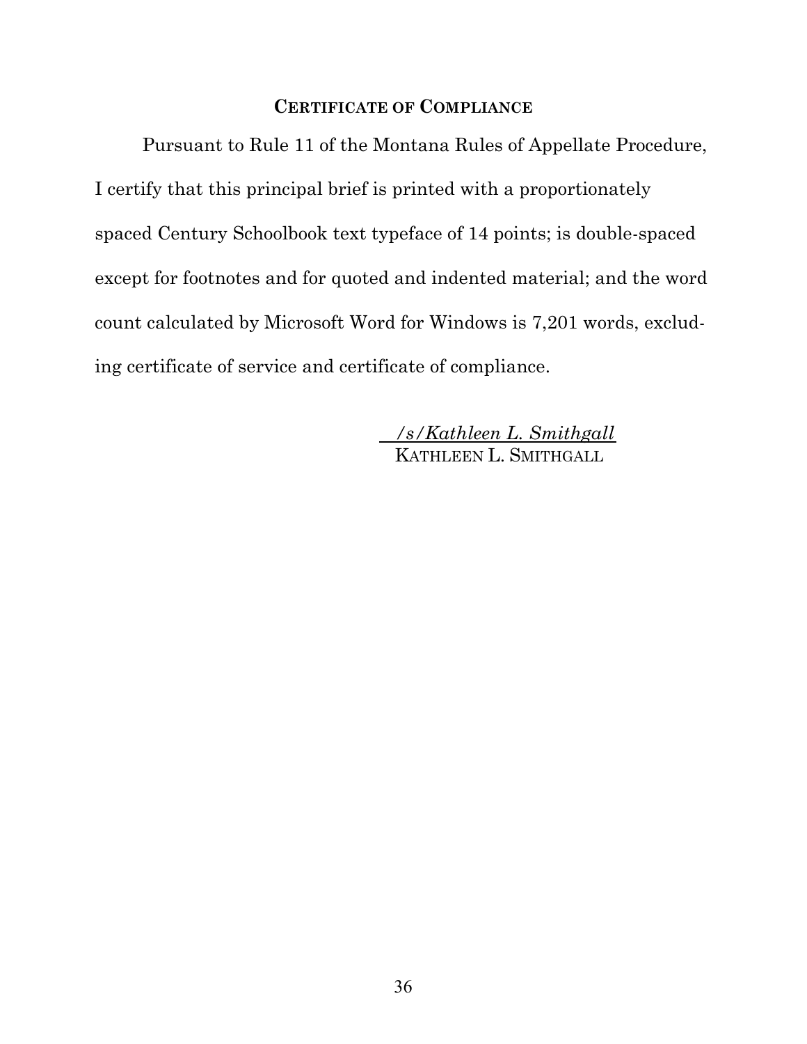## CERTIFICATE OF COMPLIANCE

Pursuant to Rule 11 of the Montana Rules of Appellate Procedure, I certify that this principal brief is printed with a proportionately spaced Century Schoolbook text typeface of 14 points; is double-spaced except for footnotes and for quoted and indented material; and the word count calculated by Microsoft Word for Windows is 7,201 words, excluding certificate of service and certificate of compliance.

*/s/Kathleen L. Smithgall*
KATHLEEN L. SMITHGALL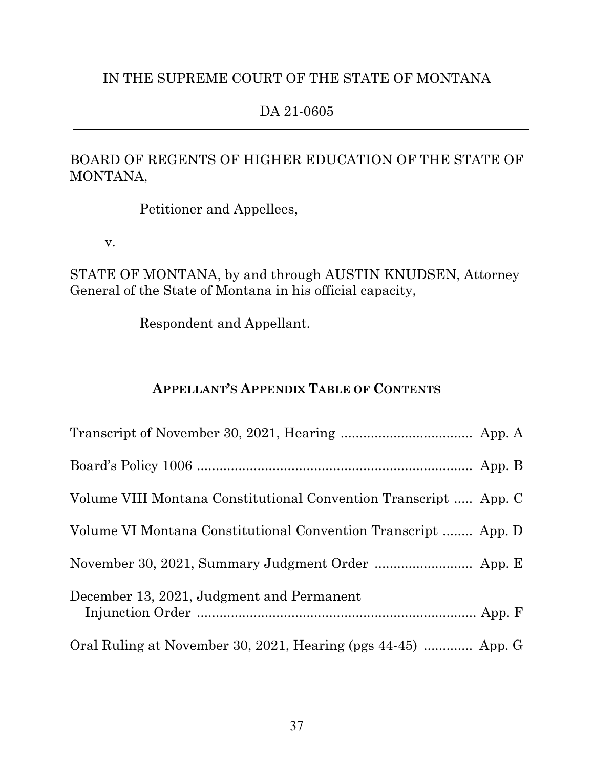IN THE SUPREME COURT OF THE STATE OF MONTANA

DA 21-0605

---

BOARD OF REGENTS OF HIGHER EDUCATION OF THE STATE OF MONTANA,

Petitioner and Appellees,

v.

STATE OF MONTANA, by and through AUSTIN KNUDSEN, Attorney General of the State of Montana in his official capacity,

Respondent and Appellant.

---

## APPELLANT'S APPENDIX TABLE OF CONTENTS

Transcript of November 30, 2021, Hearing ................................... App. A

Board's Policy 1006 ......................................................................... App. B

Volume VIII Montana Constitutional Convention Transcript ..... App. C

Volume VI Montana Constitutional Convention Transcript ........ App. D

November 30, 2021, Summary Judgment Order .......................... App. E

December 13, 2021, Judgment and Permanent Injunction Order ........................................................................... App. F

Oral Ruling at November 30, 2021, Hearing (pgs 44-45) ............. App. G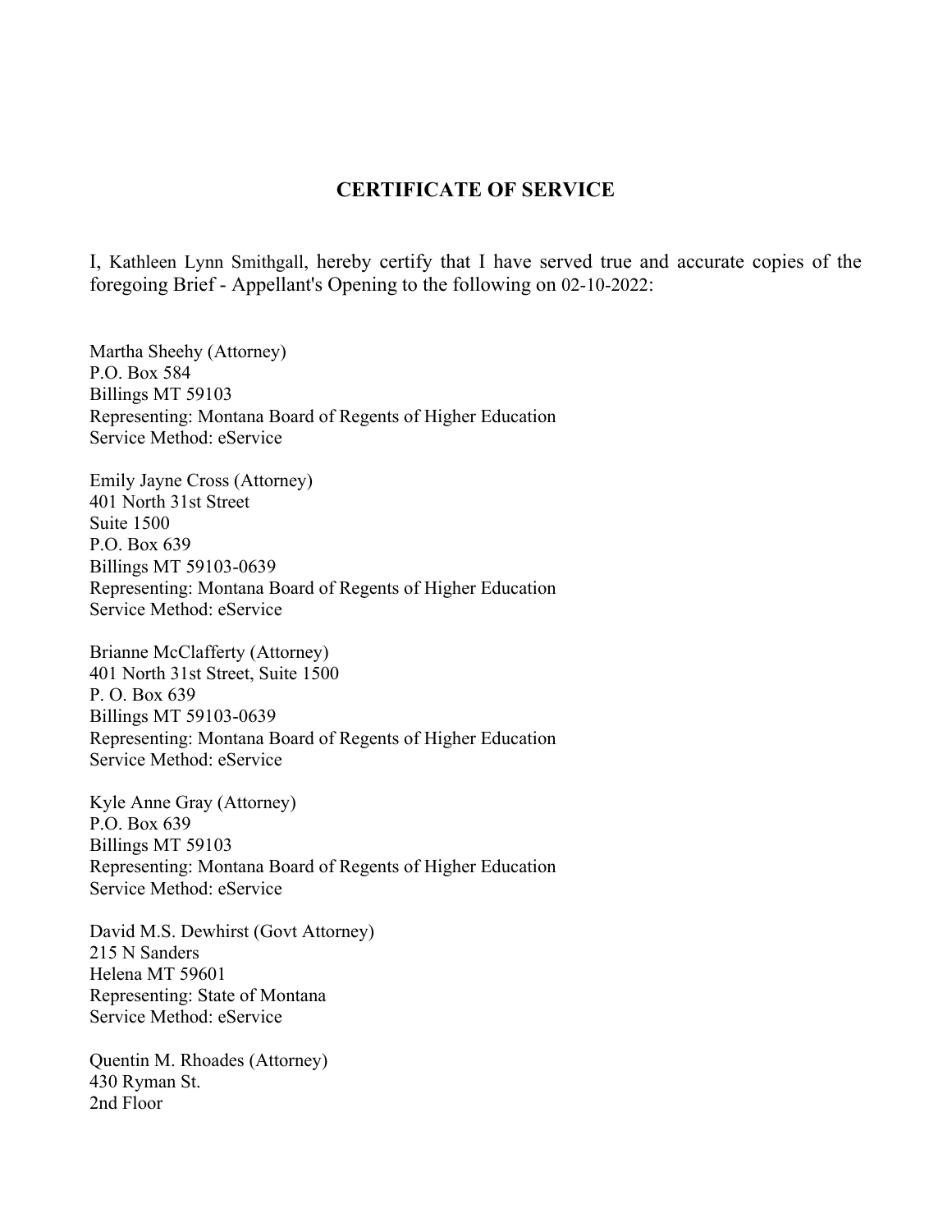## CERTIFICATE OF SERVICE

I, Kathleen Lynn Smithgall, hereby certify that I have served true and accurate copies of the foregoing Brief - Appellant's Opening to the following on 02-10-2022:

Martha Sheehy (Attorney)
P.O. Box 584
Billings MT 59103
Representing: Montana Board of Regents of Higher Education
Service Method: eService

Emily Jayne Cross (Attorney)
401 North 31st Street
Suite 1500
P.O. Box 639
Billings MT 59103-0639
Representing: Montana Board of Regents of Higher Education
Service Method: eService

Brianne McClafferty (Attorney)
401 North 31st Street, Suite 1500
P. O. Box 639
Billings MT 59103-0639
Representing: Montana Board of Regents of Higher Education
Service Method: eService

Kyle Anne Gray (Attorney)
P.O. Box 639
Billings MT 59103
Representing: Montana Board of Regents of Higher Education
Service Method: eService

David M.S. Dewhirst (Govt Attorney)
215 N Sanders
Helena MT 59601
Representing: State of Montana
Service Method: eService

Quentin M. Rhoades (Attorney)
430 Ryman St.
2nd Floor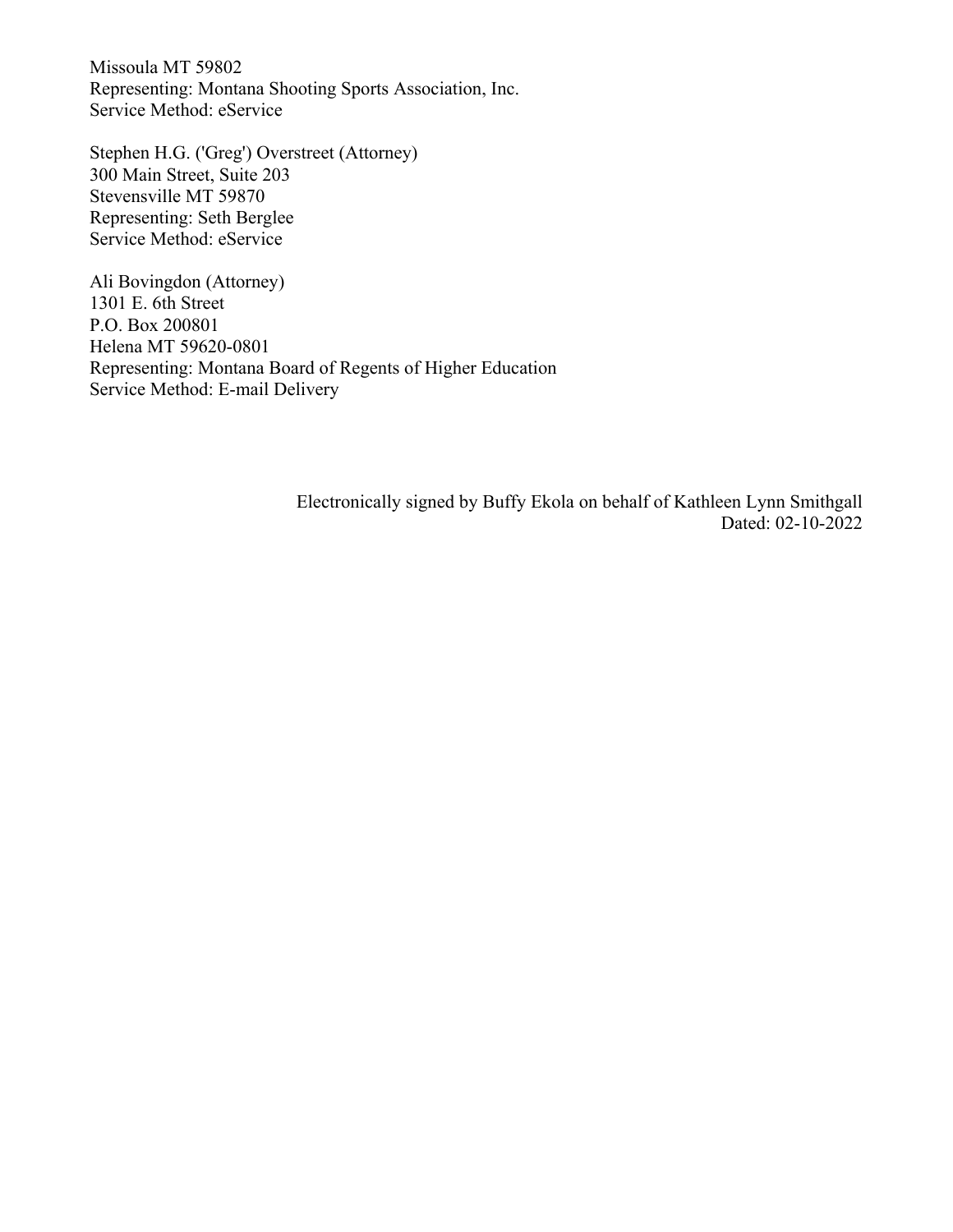Missoula MT 59802
Representing: Montana Shooting Sports Association, Inc.
Service Method: eService

Stephen H.G. ('Greg') Overstreet (Attorney)
300 Main Street, Suite 203
Stevensville MT 59870
Representing: Seth Berglee
Service Method: eService

Ali Bovingdon (Attorney)
1301 E. 6th Street
P.O. Box 200801
Helena MT 59620-0801
Representing: Montana Board of Regents of Higher Education
Service Method: E-mail Delivery

Electronically signed by Buffy Ekola on behalf of Kathleen Lynn Smithgall
Dated: 02-10-2022